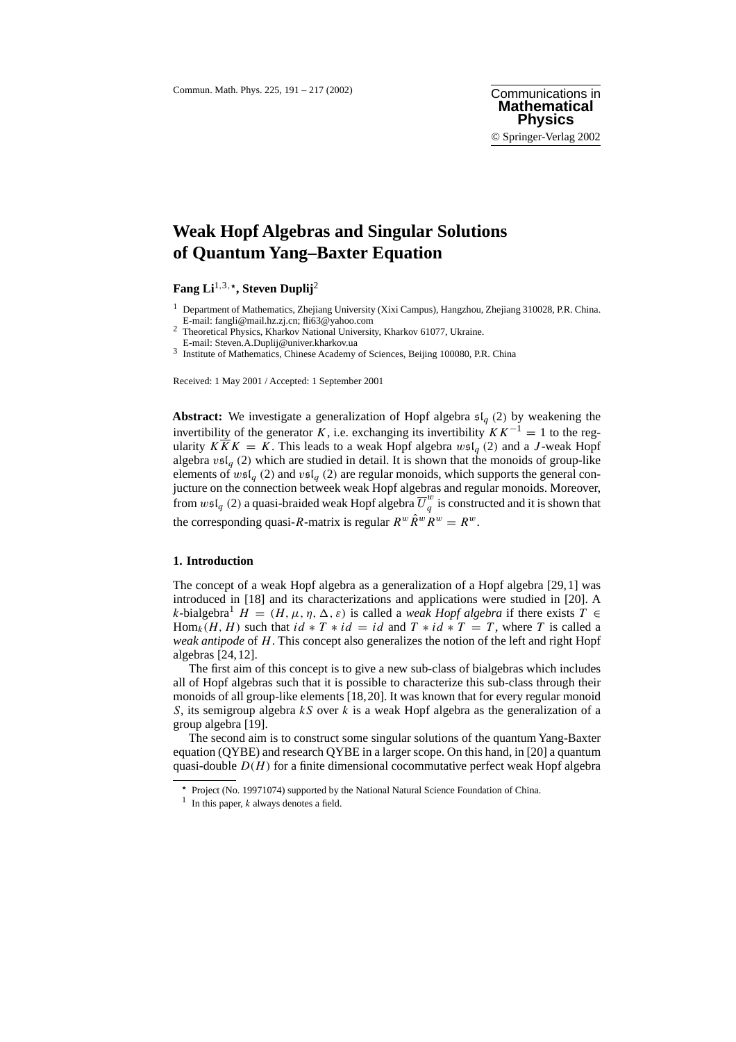# Weak Hopf Algebras and Singular Solutions of Quantum Yang–Baxter Equation

**Fang Li**[1,3,⋆], **Steven Duplij**[2]

[1] Department of Mathematics, Zhejiang University (Xixi Campus), Hangzhou, Zhejiang 310028, P.R. China. E-mail: fangli@mail.hz.zj.cn; fli63@yahoo.com

[2] Theoretical Physics, Kharkov National University, Kharkov 61077, Ukraine. E-mail: Steven.A.Duplij@univer.kharkov.ua

[3] Institute of Mathematics, Chinese Academy of Sciences, Beijing 100080, P.R. China

Received: 1 May 2001 / Accepted: 1 September 2001

**Abstract:** We investigate a generalization of Hopf algebra $\mathfrak{sl}_q(2)$ by weakening the invertibility of the generator $K$, i.e. exchanging its invertibility $KK^{-1} = 1$ to the regularity $K\overline{K}K = K$. This leads to a weak Hopf algebra $w\mathfrak{sl}_q(2)$ and a $J$-weak Hopf algebra $v\mathfrak{sl}_q(2)$ which are studied in detail. It is shown that the monoids of group-like elements of $w\mathfrak{sl}_q(2)$ and $v\mathfrak{sl}_q(2)$ are regular monoids, which supports the general conjucture on the connection betweek weak Hopf algebras and regular monoids. Moreover, from $w\mathfrak{sl}_q(2)$ a quasi-braided weak Hopf algebra $\overline{U}_q^w$ is constructed and it is shown that the corresponding quasi-$R$-matrix is regular $R^w\hat{R}^wR^w = R^w$.

## 1. Introduction

The concept of a weak Hopf algebra as a generalization of a Hopf algebra [29,1] was introduced in [18] and its characterizations and applications were studied in [20]. A $k$-bialgebra[1] $H = (H, \mu, \eta, \Delta, \varepsilon)$ is called a *weak Hopf algebra* if there exists $T \in \mathrm{Hom}_k(H, H)$ such that $id * T * id = id$ and $T * id * T = T$, where $T$ is called a *weak antipode* of $H$. This concept also generalizes the notion of the left and right Hopf algebras [24,12].

The first aim of this concept is to give a new sub-class of bialgebras which includes all of Hopf algebras such that it is possible to characterize this sub-class through their monoids of all group-like elements [18,20]. It was known that for every regular monoid $S$, its semigroup algebra $kS$ over $k$ is a weak Hopf algebra as the generalization of a group algebra [19].

The second aim is to construct some singular solutions of the quantum Yang-Baxter equation (QYBE) and research QYBE in a larger scope. On this hand, in [20] a quantum quasi-double $D(H)$ for a finite dimensional cocommutative perfect weak Hopf algebra

⋆ Project (No. 19971074) supported by the National Natural Science Foundation of China.

[1] In this paper, $k$ always denotes a field.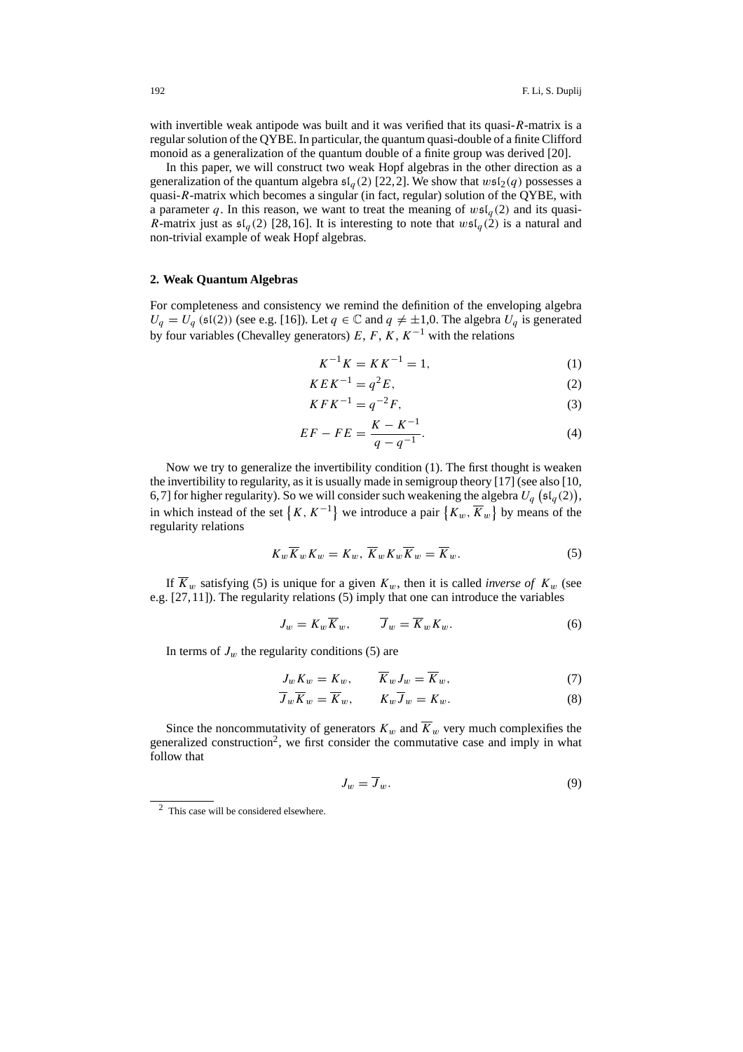with invertible weak antipode was built and it was verified that its quasi-$R$-matrix is a regular solution of the QYBE. In particular, the quantum quasi-double of a finite Clifford monoid as a generalization of the quantum double of a finite group was derived [20].

In this paper, we will construct two weak Hopf algebras in the other direction as a generalization of the quantum algebra $\mathfrak{sl}_q(2)$ [22, 2]. We show that $w\mathfrak{sl}_2(q)$ possesses a quasi-$R$-matrix which becomes a singular (in fact, regular) solution of the QYBE, with a parameter $q$. In this reason, we want to treat the meaning of $w\mathfrak{sl}_q(2)$ and its quasi-$R$-matrix just as $\mathfrak{sl}_q(2)$ [28, 16]. It is interesting to note that $w\mathfrak{sl}_q(2)$ is a natural and non-trivial example of weak Hopf algebras.

## 2. Weak Quantum Algebras

For completeness and consistency we remind the definition of the enveloping algebra $U_q = U_q(\mathfrak{sl}(2))$ (see e.g. [16]). Let $q \in \mathbb{C}$ and $q \neq \pm 1, 0$. The algebra $U_q$ is generated by four variables (Chevalley generators) $E$, $F$, $K$, $K^{-1}$ with the relations

$$K^{-1}K = KK^{-1} = 1, \tag{1}$$

$$KEK^{-1} = q^2 E, \tag{2}$$

$$KFK^{-1} = q^{-2} F, \tag{3}$$

$$EF - FE = \frac{K - K^{-1}}{q - q^{-1}}. \tag{4}$$

Now we try to generalize the invertibility condition (1). The first thought is weaken the invertibility to regularity, as it is usually made in semigroup theory [17] (see also [10, 6, 7] for higher regularity). So we will consider such weakening the algebra $U_q(\mathfrak{sl}_q(2))$, in which instead of the set $\{K, K^{-1}\}$ we introduce a pair $\{K_w, \overline{K}_w\}$ by means of the regularity relations

$$K_w \overline{K}_w K_w = K_w, \ \overline{K}_w K_w \overline{K}_w = \overline{K}_w. \tag{5}$$

If $\overline{K}_w$ satisfying (5) is unique for a given $K_w$, then it is called *inverse of* $K_w$ (see e.g. [27, 11]). The regularity relations (5) imply that one can introduce the variables

$$J_w = K_w \overline{K}_w, \qquad \overline{J}_w = \overline{K}_w K_w. \tag{6}$$

In terms of $J_w$ the regularity conditions (5) are

$$J_w K_w = K_w, \qquad \overline{K}_w J_w = \overline{K}_w, \tag{7}$$

$$\overline{J}_w \overline{K}_w = \overline{K}_w, \qquad K_w \overline{J}_w = K_w. \tag{8}$$

Since the noncommutativity of generators $K_w$ and $\overline{K}_w$ very much complexifies the generalized construction[2], we first consider the commutative case and imply in what follow that

$$J_w = \overline{J}_w. \tag{9}$$

[2] This case will be considered elsewhere.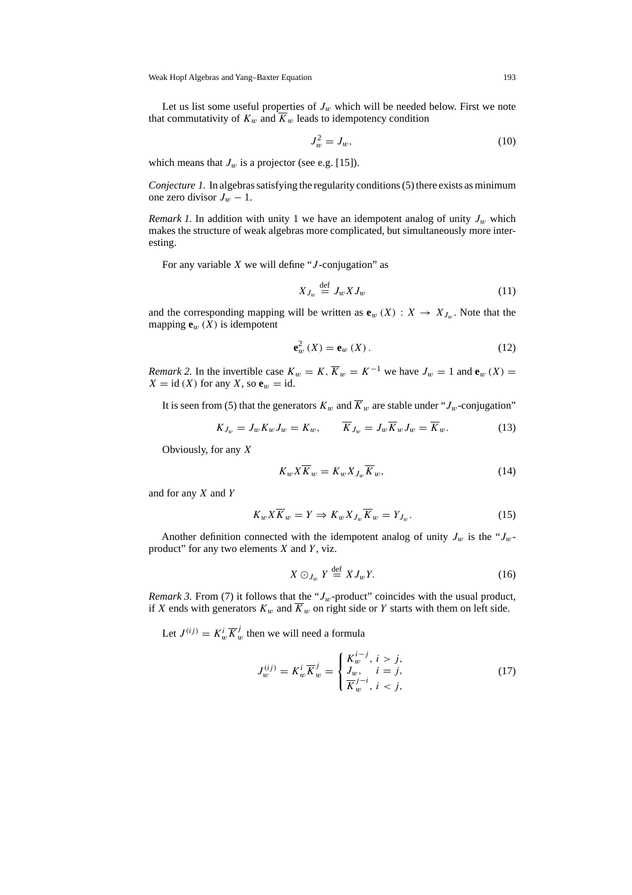Let us list some useful properties of $J_w$ which will be needed below. First we note that commutativity of $K_w$ and $\overline{K}_w$ leads to idempotency condition

$$J_w^2 = J_w, \tag{10}$$

which means that $J_w$ is a projector (see e.g. [15]).

*Conjecture 1.* In algebras satisfying the regularity conditions (5) there exists as minimum one zero divisor $J_w - 1$.

*Remark 1.* In addition with unity 1 we have an idempotent analog of unity $J_w$ which makes the structure of weak algebras more complicated, but simultaneously more interesting.

For any variable $X$ we will define "$J$-conjugation" as

$$X_{J_w} \stackrel{\text{def}}{=} J_w X J_w \tag{11}$$

and the corresponding mapping will be written as $\mathbf{e}_w(X) : X \to X_{J_w}$. Note that the mapping $\mathbf{e}_w(X)$ is idempotent

$$\mathbf{e}_w^2(X) = \mathbf{e}_w(X). \tag{12}$$

*Remark 2.* In the invertible case $K_w = K$, $\overline{K}_w = K^{-1}$ we have $J_w = 1$ and $\mathbf{e}_w(X) = X = \text{id}(X)$ for any $X$, so $\mathbf{e}_w = \text{id}$.

It is seen from (5) that the generators $K_w$ and $\overline{K}_w$ are stable under "$J_w$-conjugation"

$$K_{J_w} = J_w K_w J_w = K_w, \qquad \overline{K}_{J_w} = J_w \overline{K}_w J_w = \overline{K}_w. \tag{13}$$

Obviously, for any $X$

$$K_w X \overline{K}_w = K_w X_{J_w} \overline{K}_w, \tag{14}$$

and for any $X$ and $Y$

$$K_w X \overline{K}_w = Y \Rightarrow K_w X_{J_w} \overline{K}_w = Y_{J_w}. \tag{15}$$

Another definition connected with the idempotent analog of unity $J_w$ is the "$J_w$-product" for any two elements $X$ and $Y$, viz.

$$X \odot_{J_w} Y \stackrel{\text{def}}{=} X J_w Y. \tag{16}$$

*Remark 3.* From (7) it follows that the "$J_w$-product" coincides with the usual product, if $X$ ends with generators $K_w$ and $\overline{K}_w$ on right side or $Y$ starts with them on left side.

Let $J^{(ij)} = K_w^i \overline{K}_w^j$ then we will need a formula

$$J_w^{(ij)} = K_w^i \overline{K}_w^j = \begin{cases} K_w^{i-j}, & i > j, \\ J_w, & i = j, \\ \overline{K}_w^{j-i}, & i < j, \end{cases} \tag{17}$$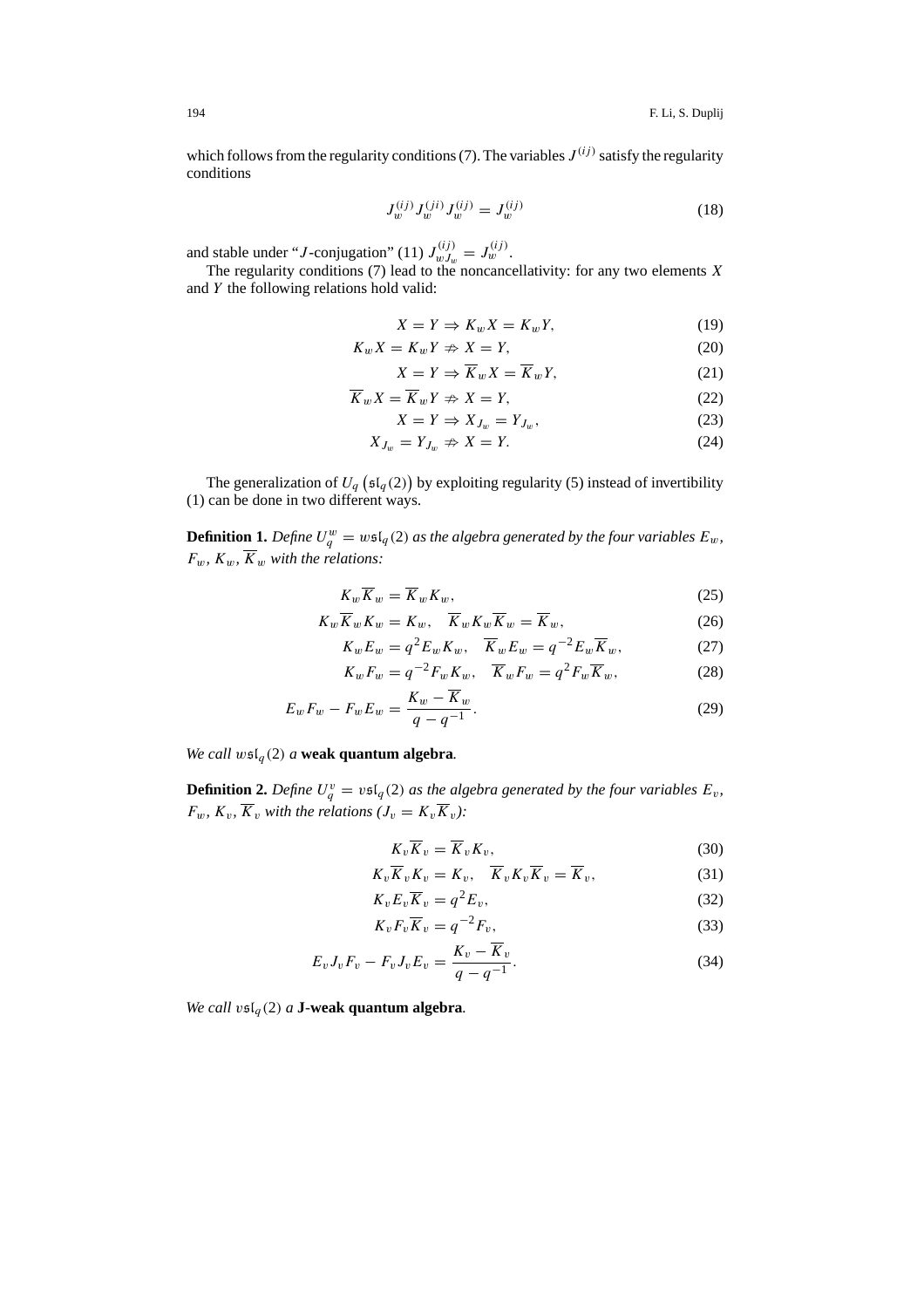which follows from the regularity conditions (7). The variables $J^{(ij)}$ satisfy the regularity conditions

$$J_w^{(ij)} J_w^{(ji)} J_w^{(ij)} = J_w^{(ij)} \tag{18}$$

and stable under "$J$-conjugation" (11) $J_{wJ_w}^{(ij)} = J_w^{(ij)}$.

The regularity conditions (7) lead to the noncancellativity: for any two elements $X$ and $Y$ the following relations hold valid:

$$X = Y \Rightarrow K_w X = K_w Y, \tag{19}$$

$$K_w X = K_w Y \nRightarrow X = Y, \tag{20}$$

$$X = Y \Rightarrow \overline{K}_w X = \overline{K}_w Y, \tag{21}$$

$$\overline{K}_w X = \overline{K}_w Y \nRightarrow X = Y, \tag{22}$$

$$X = Y \Rightarrow X_{J_w} = Y_{J_w}, \tag{23}$$

$$X_{J_w} = Y_{J_w} \nRightarrow X = Y. \tag{24}$$

The generalization of $U_q\left(\mathfrak{sl}_q(2)\right)$ by exploiting regularity (5) instead of invertibility (1) can be done in two different ways.

**Definition 1.** *Define $U_q^w = w\mathfrak{sl}_q(2)$ as the algebra generated by the four variables $E_w$, $F_w$, $K_w$, $\overline{K}_w$ with the relations:*

$$K_w \overline{K}_w = \overline{K}_w K_w, \tag{25}$$

$$K_w \overline{K}_w K_w = K_w, \quad \overline{K}_w K_w \overline{K}_w = \overline{K}_w, \tag{26}$$

$$K_w E_w = q^2 E_w K_w, \quad \overline{K}_w E_w = q^{-2} E_w \overline{K}_w, \tag{27}$$

$$K_w F_w = q^{-2} F_w K_w, \quad \overline{K}_w F_w = q^2 F_w \overline{K}_w, \tag{28}$$

$$E_w F_w - F_w E_w = \frac{K_w - \overline{K}_w}{q - q^{-1}}. \tag{29}$$

*We call $w\mathfrak{sl}_q(2)$ a* **weak quantum algebra***.*

**Definition 2.** *Define $U_q^v = v\mathfrak{sl}_q(2)$ as the algebra generated by the four variables $E_v$, $F_w$, $K_v$, $\overline{K}_v$ with the relations ($J_v = K_v \overline{K}_v$):*

$$K_v \overline{K}_v = \overline{K}_v K_v, \tag{30}$$

$$K_v \overline{K}_v K_v = K_v, \quad \overline{K}_v K_v \overline{K}_v = \overline{K}_v, \tag{31}$$

$$K_v E_v \overline{K}_v = q^2 E_v, \tag{32}$$

$$K_v F_v \overline{K}_v = q^{-2} F_v, \tag{33}$$

$$E_v J_v F_v - F_v J_v E_v = \frac{K_v - \overline{K}_v}{q - q^{-1}}. \tag{34}$$

*We call $v\mathfrak{sl}_q(2)$ a* **J-weak quantum algebra***.*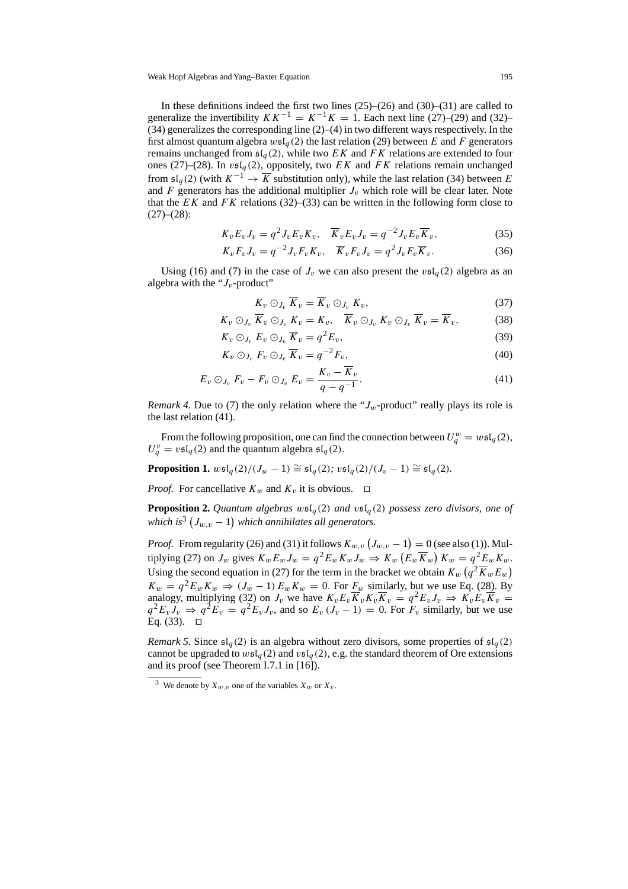In these definitions indeed the first two lines (25)–(26) and (30)–(31) are called to generalize the invertibility $KK^{-1} = K^{-1}K = 1$. Each next line (27)–(29) and (32)–(34) generalizes the corresponding line (2)–(4) in two different ways respectively. In the first almost quantum algebra $w\mathfrak{sl}_q(2)$ the last relation (29) between $E$ and $F$ generators remains unchanged from $\mathfrak{sl}_q(2)$, while two $EK$ and $FK$ relations are extended to four ones (27)–(28). In $v\mathfrak{sl}_q(2)$, oppositely, two $EK$ and $FK$ relations remain unchanged from $\mathfrak{sl}_q(2)$ (with $K^{-1} \to \overline{K}$ substitution only), while the last relation (34) between $E$ and $F$ generators has the additional multiplier $J_v$ which role will be clear later. Note that the $EK$ and $FK$ relations (32)–(33) can be written in the following form close to (27)–(28):

$$K_v E_v J_v = q^2 J_v E_v K_v, \quad \overline{K}_v E_v J_v = q^{-2} J_v E_v \overline{K}_v, \tag{35}$$

$$K_v F_v J_v = q^{-2} J_v F_v K_v, \quad \overline{K}_v F_v J_v = q^2 J_v F_v \overline{K}_v. \tag{36}$$

Using (16) and (7) in the case of $J_v$ we can also present the $v\mathfrak{sl}_q(2)$ algebra as an algebra with the "$J_v$-product"

$$K_v \odot_{J_v} \overline{K}_v = \overline{K}_v \odot_{J_v} K_v, \tag{37}$$

$$K_v \odot_{J_v} \overline{K}_v \odot_{J_v} K_v = K_v, \quad \overline{K}_v \odot_{J_v} K_v \odot_{J_v} \overline{K}_v = \overline{K}_v, \tag{38}$$

$$K_v \odot_{J_v} E_v \odot_{J_v} \overline{K}_v = q^2 E_v, \tag{39}$$

$$K_v \odot_{J_v} F_v \odot_{J_v} \overline{K}_v = q^{-2} F_v, \tag{40}$$

$$E_v \odot_{J_v} F_v - F_v \odot_{J_v} E_v = \frac{K_v - \overline{K}_v}{q - q^{-1}}. \tag{41}$$

*Remark 4.* Due to (7) the only relation where the "$J_w$-product" really plays its role is the last relation (41).

From the following proposition, one can find the connection between $U_q^w = w\mathfrak{sl}_q(2)$, $U_q^v = v\mathfrak{sl}_q(2)$ and the quantum algebra $\mathfrak{sl}_q(2)$.

**Proposition 1.** $w\mathfrak{sl}_q(2)/(J_w - 1) \cong \mathfrak{sl}_q(2)$; $v\mathfrak{sl}_q(2)/(J_v - 1) \cong \mathfrak{sl}_q(2)$.

*Proof.* For cancellative $K_w$ and $K_v$ it is obvious. □

**Proposition 2.** *Quantum algebras $w\mathfrak{sl}_q(2)$ and $v\mathfrak{sl}_q(2)$ possess zero divisors, one of which is*[3] $\left(J_{w,v} - 1\right)$ *which annihilates all generators.*

*Proof.* From regularity (26) and (31) it follows $K_{w,v}\left(J_{w,v} - 1\right) = 0$ (see also (1)). Multiplying (27) on $J_w$ gives $K_w E_w J_w = q^2 E_w K_w J_w \Rightarrow K_w \left(E_w \overline{K}_w\right) K_w = q^2 E_w K_w$. Using the second equation in (27) for the term in the bracket we obtain $K_w \left(q^2 \overline{K}_w E_w\right) K_w = q^2 E_w K_w \Rightarrow (J_w - 1) E_w K_w = 0$. For $F_w$ similarly, but we use Eq. (28). By analogy, multiplying (32) on $J_v$ we have $K_v E_v \overline{K}_v K_v \overline{K}_v = q^2 E_v J_v \Rightarrow K_v E_v \overline{K}_v = q^2 E_v J_v \Rightarrow q^2 E_v = q^2 E_v J_v$, and so $E_v (J_v - 1) = 0$. For $F_v$ similarly, but we use Eq. (33). □

*Remark 5.* Since $\mathfrak{sl}_q(2)$ is an algebra without zero divisors, some properties of $\mathfrak{sl}_q(2)$ cannot be upgraded to $w\mathfrak{sl}_q(2)$ and $v\mathfrak{sl}_q(2)$, e.g. the standard theorem of Ore extensions and its proof (see Theorem I.7.1 in [16]).

[3] We denote by $X_{w,v}$ one of the variables $X_w$ or $X_v$.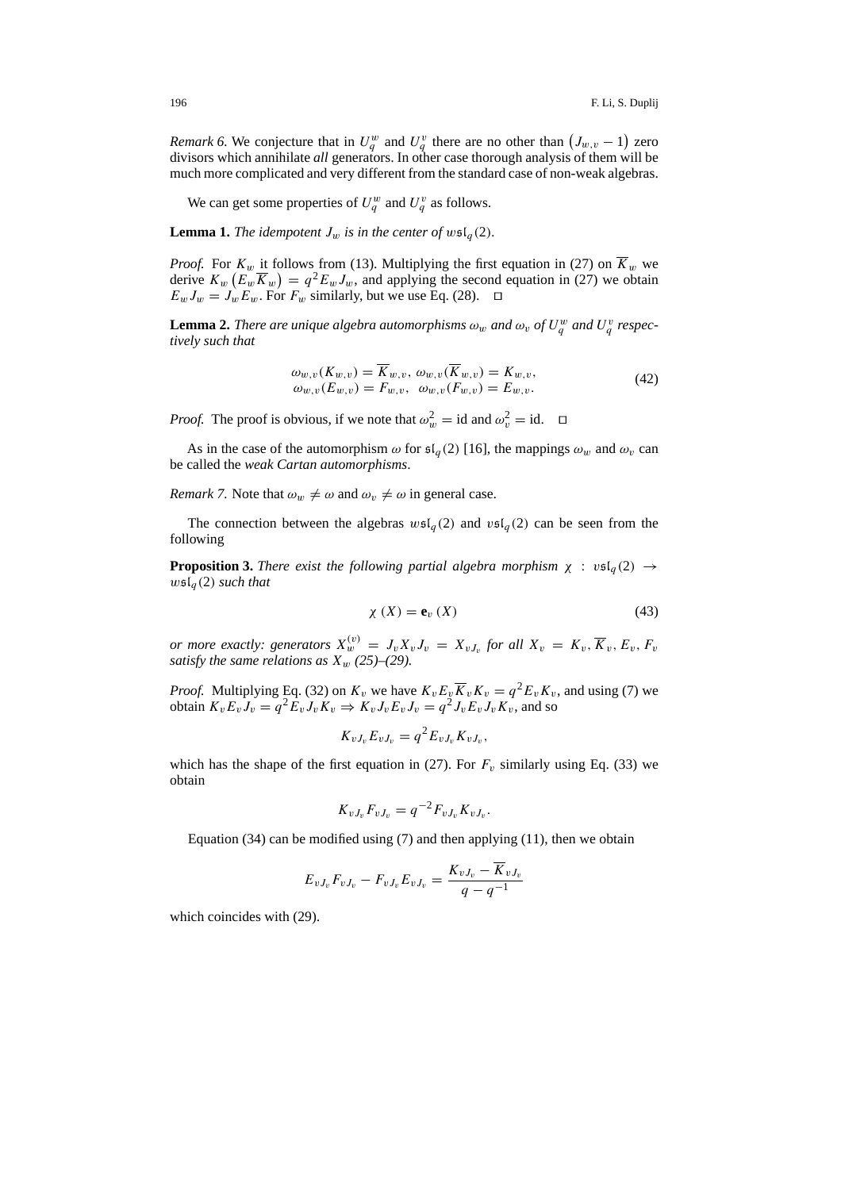*Remark 6.* We conjecture that in $U_q^w$ and $U_q^v$ there are no other than $\left(J_{w,v}-1\right)$ zero divisors which annihilate *all* generators. In other case thorough analysis of them will be much more complicated and very different from the standard case of non-weak algebras.

We can get some properties of $U_q^w$ and $U_q^v$ as follows.

**Lemma 1.** *The idempotent $J_w$ is in the center of $w\mathfrak{sl}_q(2)$.*

*Proof.* For $K_w$ it follows from (13). Multiplying the first equation in (27) on $\overline{K}_w$ we derive $K_w\left(E_w\overline{K}_w\right)=q^2E_wJ_w$, and applying the second equation in (27) we obtain $E_wJ_w=J_wE_w$. For $F_w$ similarly, but we use Eq. (28). $\square$

**Lemma 2.** *There are unique algebra automorphisms $\omega_w$ and $\omega_v$ of $U_q^w$ and $U_q^v$ respectively such that*

$$
\begin{aligned}
\omega_{w,v}(K_{w,v})=\overline{K}_{w,v},\ \omega_{w,v}(\overline{K}_{w,v})=K_{w,v},\\
\omega_{w,v}(E_{w,v})=F_{w,v},\ \ \omega_{w,v}(F_{w,v})=E_{w,v}.
\end{aligned}
\tag{42}
$$

*Proof.* The proof is obvious, if we note that $\omega_w^2=\mathrm{id}$ and $\omega_v^2=\mathrm{id}$. $\square$

As in the case of the automorphism $\omega$ for $\mathfrak{sl}_q(2)$ [16], the mappings $\omega_w$ and $\omega_v$ can be called the *weak Cartan automorphisms*.

*Remark 7.* Note that $\omega_w\neq\omega$ and $\omega_v\neq\omega$ in general case.

The connection between the algebras $w\mathfrak{sl}_q(2)$ and $v\mathfrak{sl}_q(2)$ can be seen from the following

**Proposition 3.** *There exist the following partial algebra morphism $\chi\,:\,v\mathfrak{sl}_q(2)\to w\mathfrak{sl}_q(2)$ such that*

$$
\chi\,(X)=\mathbf{e}_v\,(X)
\tag{43}
$$

*or more exactly: generators $X_w^{(v)}=J_vX_vJ_v=X_{vJ_v}$ for all $X_v=K_v,\overline{K}_v,E_v,F_v$ satisfy the same relations as $X_w$ (25)–(29).*

*Proof.* Multiplying Eq. (32) on $K_v$ we have $K_vE_v\overline{K}_vK_v=q^2E_vK_v$, and using (7) we obtain $K_vE_vJ_v=q^2E_vJ_vK_v\Rightarrow K_vJ_vE_vJ_v=q^2J_vE_vJ_vK_v$, and so

$$
K_{vJ_v}E_{vJ_v}=q^2E_{vJ_v}K_{vJ_v},
$$

which has the shape of the first equation in (27). For $F_v$ similarly using Eq. (33) we obtain

$$
K_{vJ_v}F_{vJ_v}=q^{-2}F_{vJ_v}K_{vJ_v}.
$$

Equation (34) can be modified using (7) and then applying (11), then we obtain

$$
E_{vJ_v}F_{vJ_v}-F_{vJ_v}E_{vJ_v}=\frac{K_{vJ_v}-\overline{K}_{vJ_v}}{q-q^{-1}}
$$

which coincides with (29).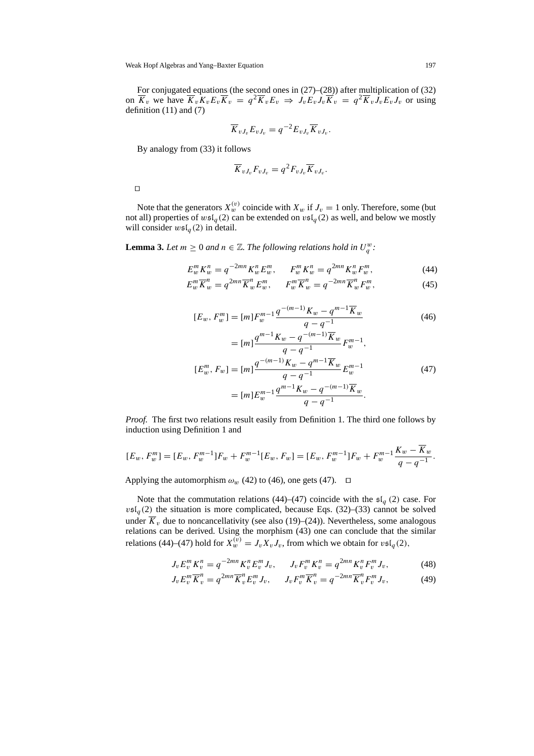For conjugated equations (the second ones in (27)–(28)) after multiplication of (32) on $\overline{K}_v$ we have $\overline{K}_v K_v E_v \overline{K}_v = q^2 \overline{K}_v E_v \Rightarrow J_v E_v J_v \overline{K}_v = q^2 \overline{K}_v J_v E_v J_v$ or using definition (11) and (7)

$$\overline{K}_{vJ_v} E_{vJ_v} = q^{-2} E_{vJ_v} \overline{K}_{vJ_v}.$$

By analogy from (33) it follows

$$\overline{K}_{vJ_v} F_{vJ_v} = q^2 F_{vJ_v} \overline{K}_{vJ_v}.$$

□

Note that the generators $X_w^{(v)}$ coincide with $X_w$ if $J_v = 1$ only. Therefore, some (but not all) properties of $w\mathfrak{sl}_q(2)$ can be extended on $v\mathfrak{sl}_q(2)$ as well, and below we mostly will consider $w\mathfrak{sl}_q(2)$ in detail.

**Lemma 3.** *Let $m \geq 0$ and $n \in \mathbb{Z}$. The following relations hold in $U_q^w$:*

$$E_w^m K_w^n = q^{-2mn} K_w^n E_w^m, \qquad F_w^m K_w^n = q^{2mn} K_w^n F_w^m, \tag{44}$$

$$E_w^m \overline{K}_w^n = q^{2mn} \overline{K}_w^n E_w^m, \qquad F_w^m \overline{K}_w^n = q^{-2mn} \overline{K}_w^n F_w^m, \tag{45}$$

$$\begin{aligned}
[E_w, F_w^m] &= [m] F_w^{m-1} \frac{q^{-(m-1)} K_w - q^{m-1} \overline{K}_w}{q - q^{-1}} \qquad (46)\\
&= [m] \frac{q^{m-1} K_w - q^{-(m-1)} \overline{K}_w}{q - q^{-1}} F_w^{m-1},\\
[E_w^m, F_w] &= [m] \frac{q^{-(m-1)} K_w - q^{m-1} \overline{K}_w}{q - q^{-1}} E_w^{m-1} \qquad (47)\\
&= [m] E_w^{m-1} \frac{q^{m-1} K_w - q^{-(m-1)} \overline{K}_w}{q - q^{-1}}.
\end{aligned}$$

*Proof.* The first two relations result easily from Definition 1. The third one follows by induction using Definition 1 and

$$[E_w, F_w^m] = [E_w, F_w^{m-1}] F_w + F_w^{m-1} [E_w, F_w] = [E_w, F_w^{m-1}] F_w + F_w^{m-1} \frac{K_w - \overline{K}_w}{q - q^{-1}}.$$

Applying the automorphism $\omega_w$ (42) to (46), one gets (47). □

Note that the commutation relations (44)–(47) coincide with the $\mathfrak{sl}_q(2)$ case. For $v\mathfrak{sl}_q(2)$ the situation is more complicated, because Eqs. (32)–(33) cannot be solved under $\overline{K}_v$ due to noncancellativity (see also (19)–(24)). Nevertheless, some analogous relations can be derived. Using the morphism (43) one can conclude that the similar relations (44)–(47) hold for $X_w^{(v)} = J_v X_v J_v$, from which we obtain for $v\mathfrak{sl}_q(2)$,

$$J_v E_v^m K_v^n = q^{-2mn} K_v^n E_v^m J_v, \qquad J_v F_v^m K_v^n = q^{2mn} K_v^n F_v^m J_v, \tag{48}$$

$$J_v E_v^m \overline{K}_v^n = q^{2mn} \overline{K}_v^n E_v^m J_v, \qquad J_v F_v^m \overline{K}_v^n = q^{-2mn} \overline{K}_v^n F_v^m J_v, \tag{49}$$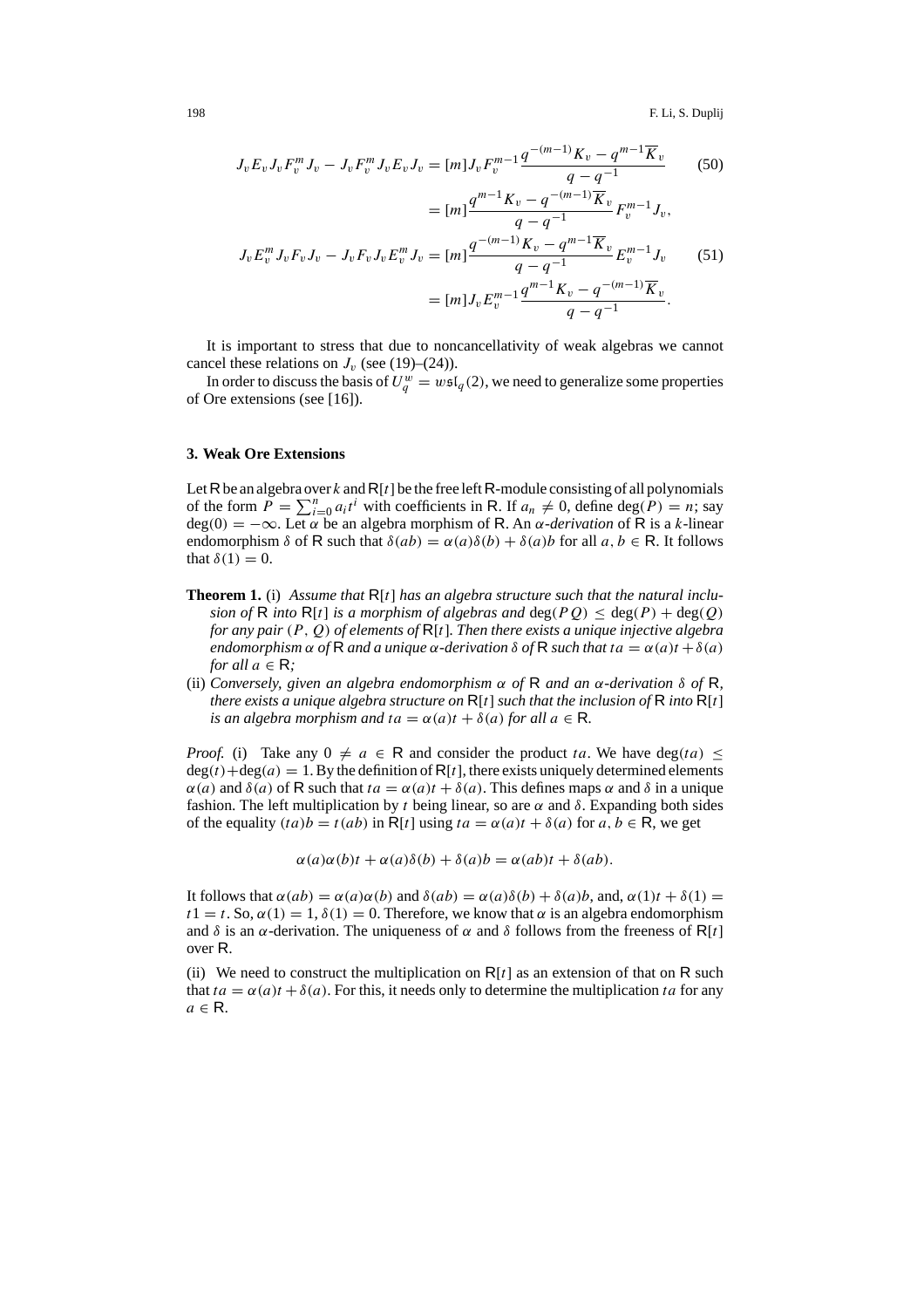$$J_v E_v J_v F_v^m J_v - J_v F_v^m J_v E_v J_v = [m] J_v F_v^{m-1} \frac{q^{-(m-1)} K_v - q^{m-1} \overline{K}_v}{q - q^{-1}} \tag{50}$$

$$= [m] \frac{q^{m-1} K_v - q^{-(m-1)} \overline{K}_v}{q - q^{-1}} F_v^{m-1} J_v,$$

$$J_v E_v^m J_v F_v J_v - J_v F_v J_v E_v^m J_v = [m] \frac{q^{-(m-1)} K_v - q^{m-1} \overline{K}_v}{q - q^{-1}} E_v^{m-1} J_v \tag{51}$$

$$= [m] J_v E_v^{m-1} \frac{q^{m-1} K_v - q^{-(m-1)} \overline{K}_v}{q - q^{-1}}.$$

It is important to stress that due to noncancellativity of weak algebras we cannot cancel these relations on $J_v$ (see (19)–(24)).

In order to discuss the basis of $U_q^w = w\mathfrak{sl}_q(2)$, we need to generalize some properties of Ore extensions (see [16]).

## 3. Weak Ore Extensions

Let $\mathsf{R}$ be an algebra over $k$ and $\mathsf{R}[t]$ be the free left $\mathsf{R}$-module consisting of all polynomials of the form $P = \sum_{i=0}^{n} a_i t^i$ with coefficients in $\mathsf{R}$. If $a_n \neq 0$, define $\deg(P) = n$; say $\deg(0) = -\infty$. Let $\alpha$ be an algebra morphism of $\mathsf{R}$. An *$\alpha$-derivation* of $\mathsf{R}$ is a $k$-linear endomorphism $\delta$ of $\mathsf{R}$ such that $\delta(ab) = \alpha(a)\delta(b) + \delta(a)b$ for all $a, b \in \mathsf{R}$. It follows that $\delta(1) = 0$.

**Theorem 1.** (i) *Assume that $\mathsf{R}[t]$ has an algebra structure such that the natural inclusion of $\mathsf{R}$ into $\mathsf{R}[t]$ is a morphism of algebras and $\deg(PQ) \leq \deg(P) + \deg(Q)$ for any pair $(P, Q)$ of elements of $\mathsf{R}[t]$. Then there exists a unique injective algebra endomorphism $\alpha$ of $\mathsf{R}$ and a unique $\alpha$-derivation $\delta$ of $\mathsf{R}$ such that $ta = \alpha(a)t + \delta(a)$ for all $a \in \mathsf{R}$;*

(ii) *Conversely, given an algebra endomorphism $\alpha$ of $\mathsf{R}$ and an $\alpha$-derivation $\delta$ of $\mathsf{R}$, there exists a unique algebra structure on $\mathsf{R}[t]$ such that the inclusion of $\mathsf{R}$ into $\mathsf{R}[t]$ is an algebra morphism and $ta = \alpha(a)t + \delta(a)$ for all $a \in \mathsf{R}$.*

*Proof.* (i) Take any $0 \neq a \in \mathsf{R}$ and consider the product $ta$. We have $\deg(ta) \leq \deg(t) + \deg(a) = 1$. By the definition of $\mathsf{R}[t]$, there exists uniquely determined elements $\alpha(a)$ and $\delta(a)$ of $\mathsf{R}$ such that $ta = \alpha(a)t + \delta(a)$. This defines maps $\alpha$ and $\delta$ in a unique fashion. The left multiplication by $t$ being linear, so are $\alpha$ and $\delta$. Expanding both sides of the equality $(ta)b = t(ab)$ in $\mathsf{R}[t]$ using $ta = \alpha(a)t + \delta(a)$ for $a, b \in \mathsf{R}$, we get

$$\alpha(a)\alpha(b)t + \alpha(a)\delta(b) + \delta(a)b = \alpha(ab)t + \delta(ab).$$

It follows that $\alpha(ab) = \alpha(a)\alpha(b)$ and $\delta(ab) = \alpha(a)\delta(b) + \delta(a)b$, and, $\alpha(1)t + \delta(1) = t1 = t$. So, $\alpha(1) = 1$, $\delta(1) = 0$. Therefore, we know that $\alpha$ is an algebra endomorphism and $\delta$ is an $\alpha$-derivation. The uniqueness of $\alpha$ and $\delta$ follows from the freeness of $\mathsf{R}[t]$ over $\mathsf{R}$.

(ii) We need to construct the multiplication on $\mathsf{R}[t]$ as an extension of that on $\mathsf{R}$ such that $ta = \alpha(a)t + \delta(a)$. For this, it needs only to determine the multiplication $ta$ for any $a \in \mathsf{R}$.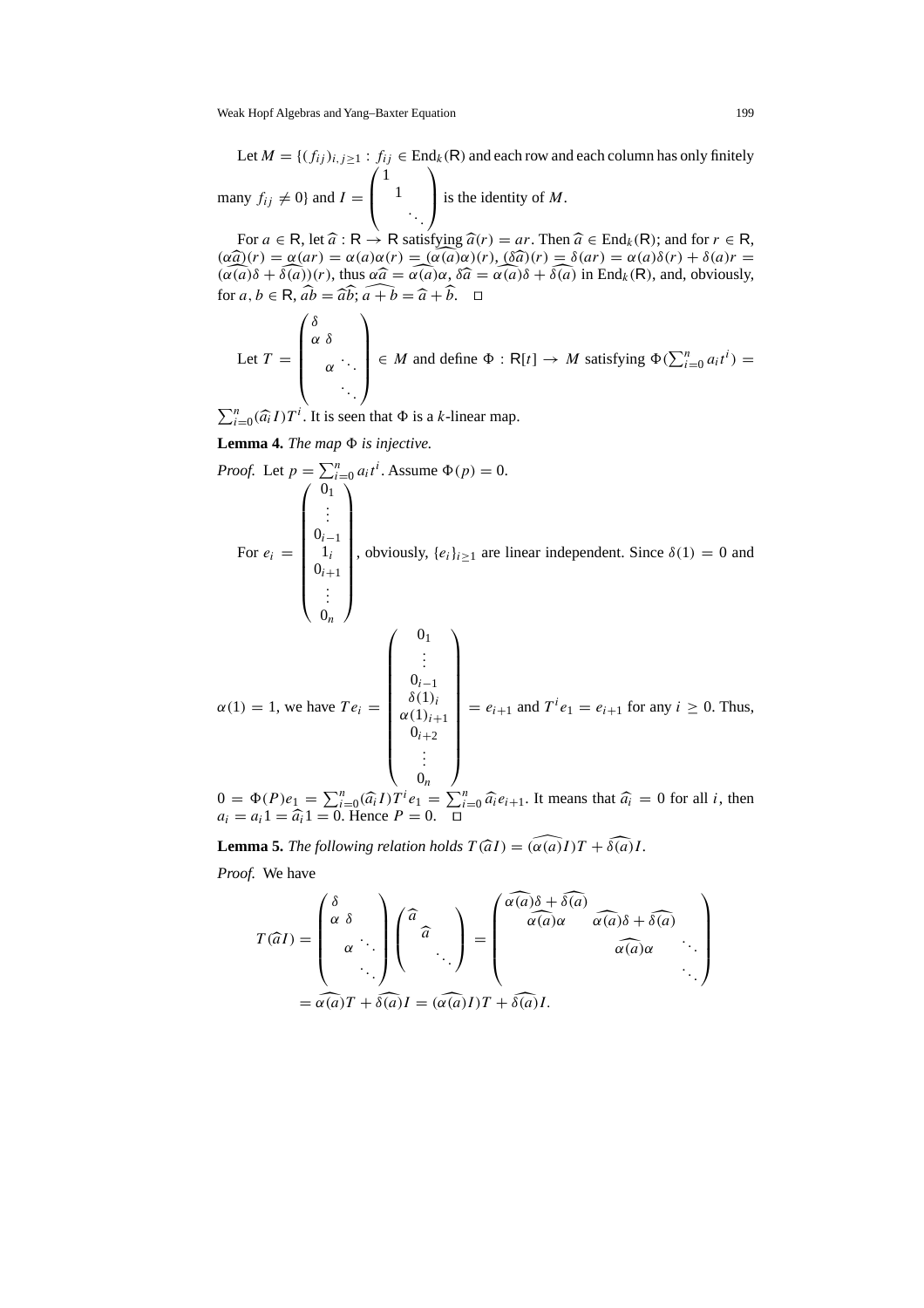Let $M = \{(f_{ij})_{i,j\geq 1} : f_{ij} \in \mathrm{End}_k(\mathsf{R})$ and each row and each column has only finitely many $f_{ij} \neq 0\}$ and $I = \begin{pmatrix} 1 & & \\ & 1 & \\ & & \ddots \end{pmatrix}$ is the identity of $M$.

For $a \in \mathsf{R}$, let $\widehat{a} : \mathsf{R} \to \mathsf{R}$ satisfying $\widehat{a}(r) = ar$. Then $\widehat{a} \in \mathrm{End}_k(\mathsf{R})$; and for $r \in \mathsf{R}$, $(\alpha\widehat{a})(r) = \alpha(ar) = \alpha(a)\alpha(r) = (\widehat{\alpha(a)}\alpha)(r)$, $(\delta\widehat{a})(r) = \delta(ar) = \alpha(a)\delta(r) + \delta(a)r = (\widehat{\alpha(a)}\delta + \widehat{\delta(a)})(r)$, thus $\alpha\widehat{a} = \widehat{\alpha(a)}\alpha$, $\delta\widehat{a} = \widehat{\alpha(a)}\delta + \widehat{\delta(a)}$ in $\mathrm{End}_k(\mathsf{R})$, and, obviously, for $a, b \in \mathsf{R}$, $\widehat{ab} = \widehat{a}\widehat{b}$; $\widehat{a+b} = \widehat{a} + \widehat{b}$. $\square$

Let $T = \begin{pmatrix} \delta & & & \\ \alpha & \delta & & \\ & \alpha & \ddots & \\ & & \ddots & \end{pmatrix} \in M$ and define $\Phi : \mathsf{R}[t] \to M$ satisfying $\Phi(\sum_{i=0}^{n} a_i t^i) = \sum_{i=0}^{n} (\widehat{a_i} I) T^i$. It is seen that $\Phi$ is a $k$-linear map.

**Lemma 4.** *The map $\Phi$ is injective.*

*Proof.* Let $p = \sum_{i=0}^{n} a_i t^i$. Assume $\Phi(p) = 0$.

For $e_i = \begin{pmatrix} 0_1 \\ \vdots \\ 0_{i-1} \\ 1_i \\ 0_{i+1} \\ \vdots \\ 0_n \end{pmatrix}$, obviously, $\{e_i\}_{i\geq 1}$ are linear independent. Since $\delta(1) = 0$ and $\alpha(1) = 1$, we have $Te_i = \begin{pmatrix} 0_1 \\ \vdots \\ 0_{i-1} \\ \delta(1)_i \\ \alpha(1)_{i+1} \\ 0_{i+2} \\ \vdots \\ 0_n \end{pmatrix} = e_{i+1}$ and $T^i e_1 = e_{i+1}$ for any $i \geq 0$. Thus, $0 = \Phi(P)e_1 = \sum_{i=0}^{n} (\widehat{a_i} I) T^i e_1 = \sum_{i=0}^{n} \widehat{a_i} e_{i+1}$. It means that $\widehat{a_i} = 0$ for all $i$, then $a_i = a_i 1 = \widehat{a_i} 1 = 0$. Hence $P = 0$. $\square$

**Lemma 5.** *The following relation holds $T(\widehat{a}I) = (\widehat{\alpha(a)}I)T + \widehat{\delta(a)}I$.*

*Proof.* We have

$$
\begin{aligned}
T(\widehat{a}I) &= \begin{pmatrix} \delta & & & \\ \alpha & \delta & & \\ & \alpha & \ddots & \\ & & \ddots & \end{pmatrix} \begin{pmatrix} \widehat{a} & & \\ & \widehat{a} & \\ & & \ddots \end{pmatrix} = \begin{pmatrix} \widehat{\alpha(a)}\delta + \widehat{\delta(a)} & & & \\ \widehat{\alpha(a)}\alpha & \widehat{\alpha(a)}\delta + \widehat{\delta(a)} & & \\ & \widehat{\alpha(a)}\alpha & \ddots & \\ & & \ddots & \end{pmatrix} \\
&= \widehat{\alpha(a)}T + \widehat{\delta(a)}I = (\widehat{\alpha(a)}I)T + \widehat{\delta(a)}I.
\end{aligned}
$$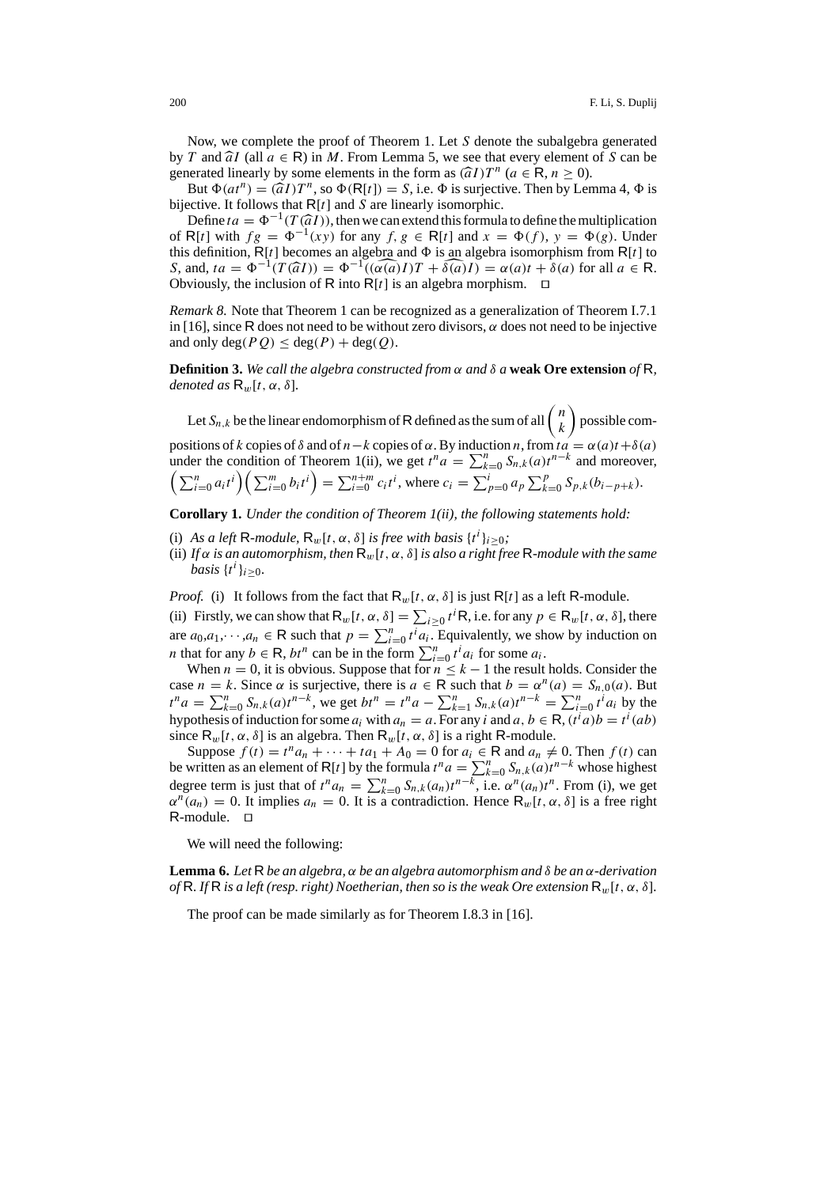Now, we complete the proof of Theorem 1. Let $S$ denote the subalgebra generated by $T$ and $\widehat{a}I$ (all $a \in \mathsf{R}$) in $M$. From Lemma 5, we see that every element of $S$ can be generated linearly by some elements in the form as $(\widehat{a}I)T^n$ ($a \in \mathsf{R}$, $n \geq 0$).

But $\Phi(at^n) = (\widehat{a}I)T^n$, so $\Phi(\mathsf{R}[t]) = S$, i.e. $\Phi$ is surjective. Then by Lemma 4, $\Phi$ is bijective. It follows that $\mathsf{R}[t]$ and $S$ are linearly isomorphic.

Define $ta = \Phi^{-1}(T(\widehat{a}I))$, then we can extend this formula to define the multiplication of $\mathsf{R}[t]$ with $fg = \Phi^{-1}(xy)$ for any $f, g \in \mathsf{R}[t]$ and $x = \Phi(f)$, $y = \Phi(g)$. Under this definition, $\mathsf{R}[t]$ becomes an algebra and $\Phi$ is an algebra isomorphism from $\mathsf{R}[t]$ to $S$, and, $ta = \Phi^{-1}(T(\widehat{a}I)) = \Phi^{-1}((\widehat{\alpha(a)})I)T + \widehat{\delta(a)}I) = \alpha(a)t + \delta(a)$ for all $a \in \mathsf{R}$. Obviously, the inclusion of $\mathsf{R}$ into $\mathsf{R}[t]$ is an algebra morphism. $\square$

*Remark 8.* Note that Theorem 1 can be recognized as a generalization of Theorem I.7.1 in [16], since $\mathsf{R}$ does not need to be without zero divisors, $\alpha$ does not need to be injective and only $\deg(PQ) \leq \deg(P) + \deg(Q)$.

**Definition 3.** *We call the algebra constructed from $\alpha$ and $\delta$ a* **weak Ore extension** *of* $\mathsf{R}$*, denoted as* $\mathsf{R}_w[t, \alpha, \delta]$.

Let $S_{n,k}$ be the linear endomorphism of $\mathsf{R}$ defined as the sum of all $\binom{n}{k}$ possible compositions of $k$ copies of $\delta$ and of $n-k$ copies of $\alpha$. By induction $n$, from $ta = \alpha(a)t + \delta(a)$ under the condition of Theorem 1(ii), we get $t^n a = \sum_{k=0}^{n} S_{n,k}(a)t^{n-k}$ and moreover, $\left(\sum_{i=0}^{n} a_i t^i\right)\left(\sum_{i=0}^{m} b_i t^i\right) = \sum_{i=0}^{n+m} c_i t^i$, where $c_i = \sum_{p=0}^{i} a_p \sum_{k=0}^{p} S_{p,k}(b_{i-p+k})$.

**Corollary 1.** *Under the condition of Theorem 1(ii), the following statements hold:*

(i) *As a left* $\mathsf{R}$*-module,* $\mathsf{R}_w[t, \alpha, \delta]$ *is free with basis* $\{t^i\}_{i \geq 0}$*;*
(ii) *If $\alpha$ is an automorphism, then* $\mathsf{R}_w[t, \alpha, \delta]$ *is also a right free* $\mathsf{R}$*-module with the same basis* $\{t^i\}_{i \geq 0}$.

*Proof.* (i) It follows from the fact that $\mathsf{R}_w[t, \alpha, \delta]$ is just $\mathsf{R}[t]$ as a left $\mathsf{R}$-module.

(ii) Firstly, we can show that $\mathsf{R}_w[t, \alpha, \delta] = \sum_{i \geq 0} t^i \mathsf{R}$, i.e. for any $p \in \mathsf{R}_w[t, \alpha, \delta]$, there are $a_0, a_1, \cdots, a_n \in \mathsf{R}$ such that $p = \sum_{i=0}^{n} t^i a_i$. Equivalently, we show by induction on $n$ that for any $b \in \mathsf{R}$, $bt^n$ can be in the form $\sum_{i=0}^{n} t^i a_i$ for some $a_i$.

When $n = 0$, it is obvious. Suppose that for $n \leq k - 1$ the result holds. Consider the case $n = k$. Since $\alpha$ is surjective, there is $a \in \mathsf{R}$ such that $b = \alpha^n(a) = S_{n,0}(a)$. But $t^n a = \sum_{k=0}^{n} S_{n,k}(a)t^{n-k}$, we get $bt^n = t^n a - \sum_{k=1}^{n} S_{n,k}(a)t^{n-k} = \sum_{i=0}^{n} t^i a_i$ by the hypothesis of induction for some $a_i$ with $a_n = a$. For any $i$ and $a, b \in \mathsf{R}$, $(t^i a)b = t^i(ab)$ since $\mathsf{R}_w[t, \alpha, \delta]$ is an algebra. Then $\mathsf{R}_w[t, \alpha, \delta]$ is a right $\mathsf{R}$-module.

Suppose $f(t) = t^n a_n + \cdots + ta_1 + A_0 = 0$ for $a_i \in \mathsf{R}$ and $a_n \neq 0$. Then $f(t)$ can be written as an element of $\mathsf{R}[t]$ by the formula $t^n a = \sum_{k=0}^{n} S_{n,k}(a)t^{n-k}$ whose highest degree term is just that of $t^n a_n = \sum_{k=0}^{n} S_{n,k}(a_n)t^{n-k}$, i.e. $\alpha^n(a_n)t^n$. From (i), we get $\alpha^n(a_n) = 0$. It implies $a_n = 0$. It is a contradiction. Hence $\mathsf{R}_w[t, \alpha, \delta]$ is a free right $\mathsf{R}$-module. $\square$

We will need the following:

**Lemma 6.** *Let* $\mathsf{R}$ *be an algebra, $\alpha$ be an algebra automorphism and $\delta$ be an $\alpha$-derivation of* $\mathsf{R}$*. If* $\mathsf{R}$ *is a left (resp. right) Noetherian, then so is the weak Ore extension* $\mathsf{R}_w[t, \alpha, \delta]$.

The proof can be made similarly as for Theorem I.8.3 in [16].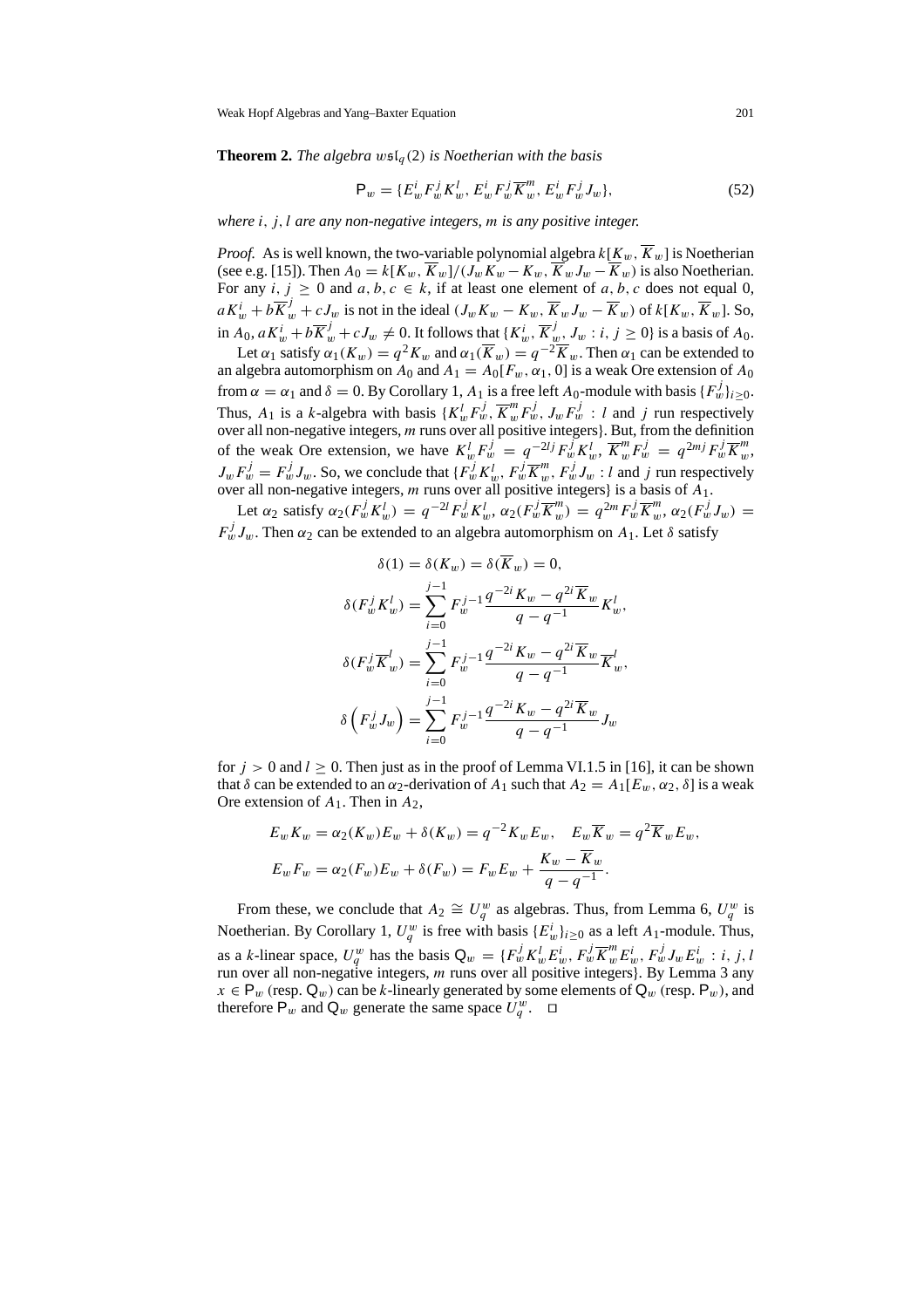**Theorem 2.** *The algebra $w\mathfrak{sl}_q(2)$ is Noetherian with the basis*

$$\mathsf{P}_w = \{E_w^i F_w^j K_w^l,\ E_w^i F_w^j \overline{K}_w^m,\ E_w^i F_w^j J_w\}, \tag{52}$$

*where $i$, $j$, $l$ are any non-negative integers, $m$ is any positive integer.*

*Proof.* As is well known, the two-variable polynomial algebra $k[K_w, \overline{K}_w]$ is Noetherian (see e.g. [15]). Then $A_0 = k[K_w, \overline{K}_w]/(J_w K_w - K_w, \overline{K}_w J_w - \overline{K}_w)$ is also Noetherian. For any $i, j \geq 0$ and $a, b, c \in k$, if at least one element of $a, b, c$ does not equal 0, $aK_w^i + b\overline{K}_w^j + cJ_w$ is not in the ideal $(J_w K_w - K_w, \overline{K}_w J_w - \overline{K}_w)$ of $k[K_w, \overline{K}_w]$. So, in $A_0$, $aK_w^i + b\overline{K}_w^j + cJ_w \neq 0$. It follows that $\{K_w^i, \overline{K}_w^j, J_w : i, j \geq 0\}$ is a basis of $A_0$.

Let $\alpha_1$ satisfy $\alpha_1(K_w) = q^2 K_w$ and $\alpha_1(\overline{K}_w) = q^{-2}\overline{K}_w$. Then $\alpha_1$ can be extended to an algebra automorphism on $A_0$ and $A_1 = A_0[F_w, \alpha_1, 0]$ is a weak Ore extension of $A_0$ from $\alpha = \alpha_1$ and $\delta = 0$. By Corollary 1, $A_1$ is a free left $A_0$-module with basis $\{F_w^j\}_{i \geq 0}$. Thus, $A_1$ is a $k$-algebra with basis $\{K_w^l F_w^j, \overline{K}_w^m F_w^j, J_w F_w^j : l$ and $j$ run respectively over all non-negative integers, $m$ runs over all positive integers$\}$. But, from the definition of the weak Ore extension, we have $K_w^l F_w^j = q^{-2lj} F_w^j K_w^l$, $\overline{K}_w^m F_w^j = q^{2mj} F_w^j \overline{K}_w^m$, $J_w F_w^j = F_w^j J_w$. So, we conclude that $\{F_w^j K_w^l, F_w^j \overline{K}_w^m, F_w^j J_w : l$ and $j$ run respectively over all non-negative integers, $m$ runs over all positive integers$\}$ is a basis of $A_1$.

Let $\alpha_2$ satisfy $\alpha_2(F_w^j K_w^l) = q^{-2l} F_w^j K_w^l$, $\alpha_2(F_w^j \overline{K}_w^m) = q^{2m} F_w^j \overline{K}_w^m$, $\alpha_2(F_w^j J_w) = F_w^j J_w$. Then $\alpha_2$ can be extended to an algebra automorphism on $A_1$. Let $\delta$ satisfy

$$\delta(1) = \delta(K_w) = \delta(\overline{K}_w) = 0,$$

$$\delta(F_w^j K_w^l) = \sum_{i=0}^{j-1} F_w^{j-1} \frac{q^{-2i} K_w - q^{2i} \overline{K}_w}{q - q^{-1}} K_w^l,$$

$$\delta(F_w^j \overline{K}_w^l) = \sum_{i=0}^{j-1} F_w^{j-1} \frac{q^{-2i} K_w - q^{2i} \overline{K}_w}{q - q^{-1}} \overline{K}_w^l,$$

$$\delta\left(F_w^j J_w\right) = \sum_{i=0}^{j-1} F_w^{j-1} \frac{q^{-2i} K_w - q^{2i} \overline{K}_w}{q - q^{-1}} J_w$$

for $j > 0$ and $l \geq 0$. Then just as in the proof of Lemma VI.1.5 in [16], it can be shown that $\delta$ can be extended to an $\alpha_2$-derivation of $A_1$ such that $A_2 = A_1[E_w, \alpha_2, \delta]$ is a weak Ore extension of $A_1$. Then in $A_2$,

$$E_w K_w = \alpha_2(K_w) E_w + \delta(K_w) = q^{-2} K_w E_w, \quad E_w \overline{K}_w = q^2 \overline{K}_w E_w,$$

$$E_w F_w = \alpha_2(F_w) E_w + \delta(F_w) = F_w E_w + \frac{K_w - \overline{K}_w}{q - q^{-1}}.$$

From these, we conclude that $A_2 \cong U_q^w$ as algebras. Thus, from Lemma 6, $U_q^w$ is Noetherian. By Corollary 1, $U_q^w$ is free with basis $\{E_w^i\}_{i \geq 0}$ as a left $A_1$-module. Thus, as a $k$-linear space, $U_q^w$ has the basis $\mathsf{Q}_w = \{F_w^j K_w^l E_w^i, F_w^j \overline{K}_w^m E_w^i, F_w^j J_w E_w^i : i, j, l$ run over all non-negative integers, $m$ runs over all positive integers$\}$. By Lemma 3 any $x \in \mathsf{P}_w$ (resp. $\mathsf{Q}_w$) can be $k$-linearly generated by some elements of $\mathsf{Q}_w$ (resp. $\mathsf{P}_w$), and therefore $\mathsf{P}_w$ and $\mathsf{Q}_w$ generate the same space $U_q^w$. $\square$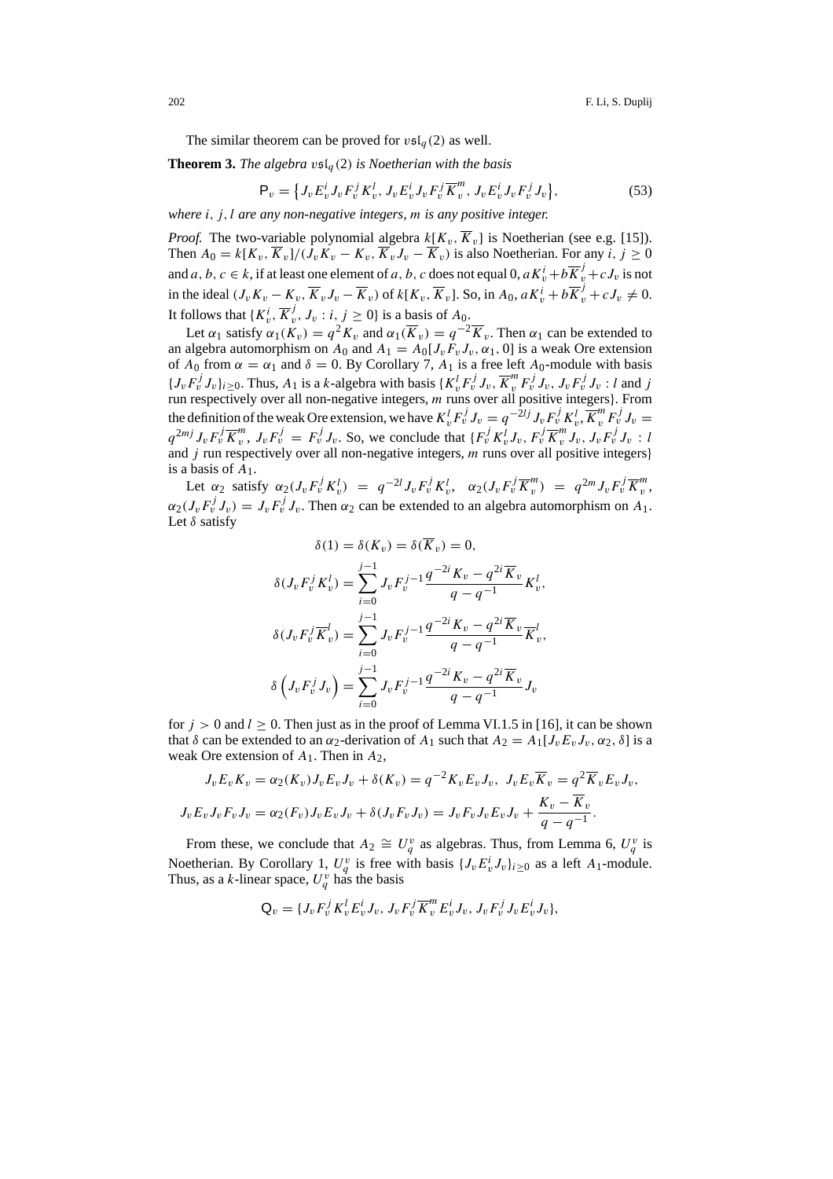The similar theorem can be proved for $v\mathfrak{sl}_q(2)$ as well.

**Theorem 3.** *The algebra $v\mathfrak{sl}_q(2)$ is Noetherian with the basis*

$$\mathsf{P}_v = \left\{ J_v E_v^i J_v F_v^j K_v^l,\ J_v E_v^i J_v F_v^j \overline{K}_v^m,\ J_v E_v^i J_v F_v^j J_v \right\}, \tag{53}$$

*where $i$, $j$, $l$ are any non-negative integers, $m$ is any positive integer.*

*Proof.* The two-variable polynomial algebra $k[K_v, \overline{K}_v]$ is Noetherian (see e.g. [15]). Then $A_0 = k[K_v, \overline{K}_v]/(J_v K_v - K_v, \overline{K}_v J_v - \overline{K}_v)$ is also Noetherian. For any $i, j \geq 0$ and $a, b, c \in k$, if at least one element of $a, b, c$ does not equal 0, $aK_v^i + b\overline{K}_v^j + cJ_v$ is not in the ideal $(J_v K_v - K_v, \overline{K}_v J_v - \overline{K}_v)$ of $k[K_v, \overline{K}_v]$. So, in $A_0$, $aK_v^i + b\overline{K}_v^j + cJ_v \neq 0$. It follows that $\{K_v^i, \overline{K}_v^j, J_v : i, j \geq 0\}$ is a basis of $A_0$.

Let $\alpha_1$ satisfy $\alpha_1(K_v) = q^2 K_v$ and $\alpha_1(\overline{K}_v) = q^{-2}\overline{K}_v$. Then $\alpha_1$ can be extended to an algebra automorphism on $A_0$ and $A_1 = A_0[J_v F_v J_v, \alpha_1, 0]$ is a weak Ore extension of $A_0$ from $\alpha = \alpha_1$ and $\delta = 0$. By Corollary 7, $A_1$ is a free left $A_0$-module with basis $\{J_v F_v^j J_v\}_{i \geq 0}$. Thus, $A_1$ is a $k$-algebra with basis $\{K_v^l F_v^j J_v, \overline{K}_v^m F_v^j J_v, J_v F_v^j J_v : l$ and $j$ run respectively over all non-negative integers, $m$ runs over all positive integers$\}$. From the definition of the weak Ore extension, we have $K_v^l F_v^j J_v = q^{-2lj} J_v F_v^j K_v^l, \overline{K}_v^m F_v^j J_v = q^{2mj} J_v F_v^j \overline{K}_v^m$, $J_v F_v^j = F_v^j J_v$. So, we conclude that $\{F_v^j K_v^l J_v, F_v^j \overline{K}_v^m J_v, J_v F_v^j J_v : l$ and $j$ run respectively over all non-negative integers, $m$ runs over all positive integers$\}$ is a basis of $A_1$.

Let $\alpha_2$ satisfy $\alpha_2(J_v F_v^j K_v^l) = q^{-2l} J_v F_v^j K_v^l$, $\alpha_2(J_v F_v^j \overline{K}_v^m) = q^{2m} J_v F_v^j \overline{K}_v^m$, $\alpha_2(J_v F_v^j J_v) = J_v F_v^j J_v$. Then $\alpha_2$ can be extended to an algebra automorphism on $A_1$. Let $\delta$ satisfy

$$\delta(1) = \delta(K_v) = \delta(\overline{K}_v) = 0,$$

$$\delta(J_v F_v^j K_v^l) = \sum_{i=0}^{j-1} J_v F_v^{j-1} \frac{q^{-2i} K_v - q^{2i}\overline{K}_v}{q - q^{-1}} K_v^l,$$

$$\delta(J_v F_v^j \overline{K}_v^l) = \sum_{i=0}^{j-1} J_v F_v^{j-1} \frac{q^{-2i} K_v - q^{2i}\overline{K}_v}{q - q^{-1}} \overline{K}_v^l,$$

$$\delta\left(J_v F_v^j J_v\right) = \sum_{i=0}^{j-1} J_v F_v^{j-1} \frac{q^{-2i} K_v - q^{2i}\overline{K}_v}{q - q^{-1}} J_v$$

for $j > 0$ and $l \geq 0$. Then just as in the proof of Lemma VI.1.5 in [16], it can be shown that $\delta$ can be extended to an $\alpha_2$-derivation of $A_1$ such that $A_2 = A_1[J_v E_v J_v, \alpha_2, \delta]$ is a weak Ore extension of $A_1$. Then in $A_2$,

$$J_v E_v K_v = \alpha_2(K_v) J_v E_v J_v + \delta(K_v) = q^{-2} K_v E_v J_v,\ \ J_v E_v \overline{K}_v = q^2 \overline{K}_v E_v J_v,$$

$$J_v E_v J_v F_v J_v = \alpha_2(F_v) J_v E_v J_v + \delta(J_v F_v J_v) = J_v F_v J_v E_v J_v + \frac{K_v - \overline{K}_v}{q - q^{-1}}.$$

From these, we conclude that $A_2 \cong U_q^v$ as algebras. Thus, from Lemma 6, $U_q^v$ is Noetherian. By Corollary 1, $U_q^v$ is free with basis $\{J_v E_v^i J_v\}_{i \geq 0}$ as a left $A_1$-module. Thus, as a $k$-linear space, $U_q^v$ has the basis

$$\mathsf{Q}_v = \{J_v F_v^j K_v^l E_v^i J_v, J_v F_v^j \overline{K}_v^m E_v^i J_v, J_v F_v^j J_v E_v^i J_v\},$$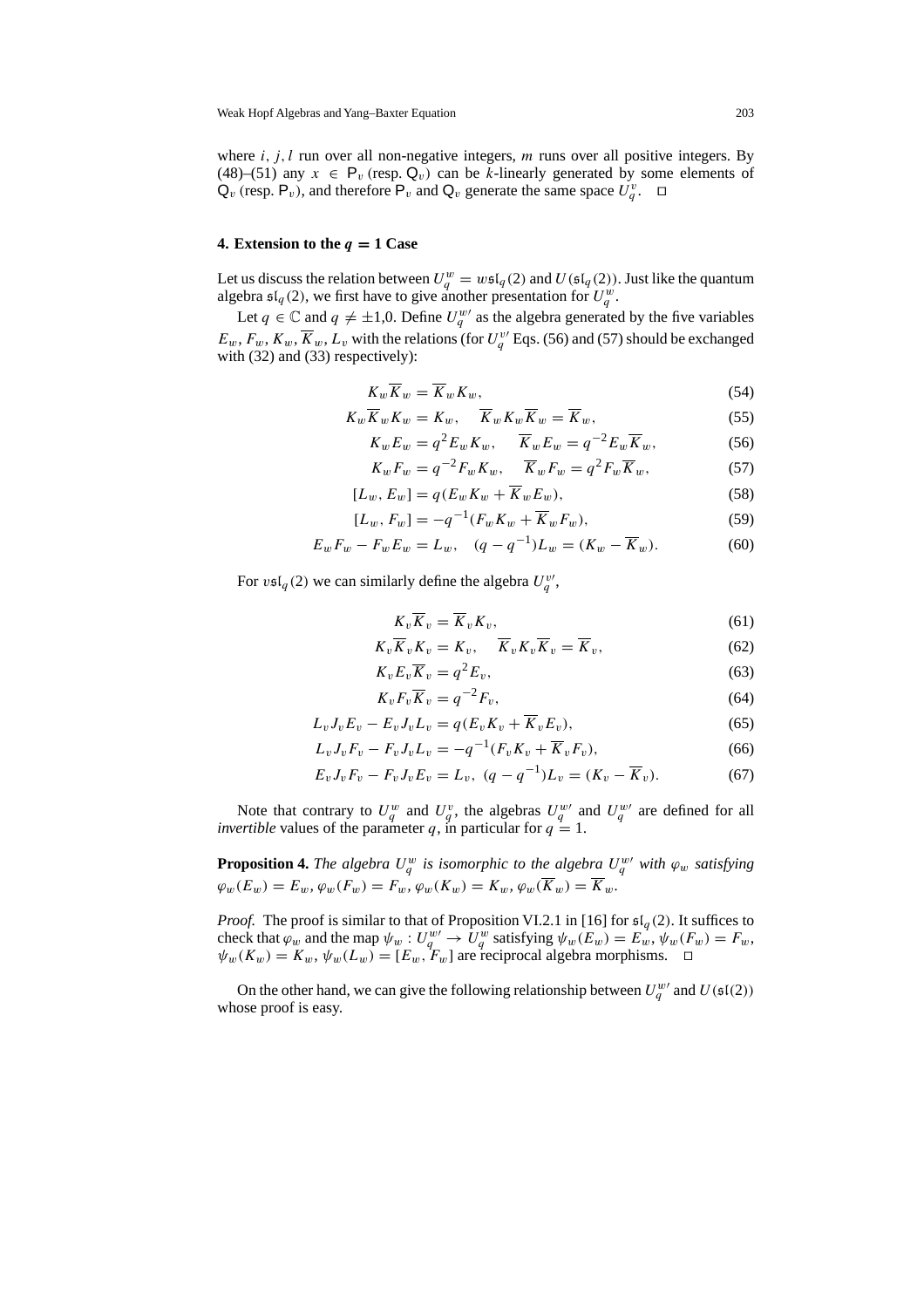where $i, j, l$ run over all non-negative integers, $m$ runs over all positive integers. By (48)–(51) any $x \in \mathsf{P}_v$ (resp. $\mathsf{Q}_v$) can be $k$-linearly generated by some elements of $\mathsf{Q}_v$ (resp. $\mathsf{P}_v$), and therefore $\mathsf{P}_v$ and $\mathsf{Q}_v$ generate the same space $U_q^v$. $\square$

## 4. Extension to the $q = 1$ Case

Let us discuss the relation between $U_q^w = w\mathfrak{sl}_q(2)$ and $U(\mathfrak{sl}_q(2))$. Just like the quantum algebra $\mathfrak{sl}_q(2)$, we first have to give another presentation for $U_q^w$.

Let $q \in \mathbb{C}$ and $q \neq \pm 1, 0$. Define $U_q^{w\prime}$ as the algebra generated by the five variables $E_w, F_w, K_w, \overline{K}_w, L_v$ with the relations (for $U_q^{v\prime}$ Eqs. (56) and (57) should be exchanged with (32) and (33) respectively):

$$K_w \overline{K}_w = \overline{K}_w K_w, \tag{54}$$

$$K_w \overline{K}_w K_w = K_w, \quad \overline{K}_w K_w \overline{K}_w = \overline{K}_w, \tag{55}$$

$$K_w E_w = q^2 E_w K_w, \quad \overline{K}_w E_w = q^{-2} E_w \overline{K}_w, \tag{56}$$

$$K_w F_w = q^{-2} F_w K_w, \quad \overline{K}_w F_w = q^2 F_w \overline{K}_w, \tag{57}$$

$$[L_w, E_w] = q(E_w K_w + \overline{K}_w E_w), \tag{58}$$

$$[L_w, F_w] = -q^{-1}(F_w K_w + \overline{K}_w F_w), \tag{59}$$

$$E_w F_w - F_w E_w = L_w, \quad (q - q^{-1}) L_w = (K_w - \overline{K}_w). \tag{60}$$

For $v\mathfrak{sl}_q(2)$ we can similarly define the algebra $U_q^{v\prime}$,

$$K_v \overline{K}_v = \overline{K}_v K_v, \tag{61}$$

$$K_v \overline{K}_v K_v = K_v, \quad \overline{K}_v K_v \overline{K}_v = \overline{K}_v, \tag{62}$$

$$K_v E_v \overline{K}_v = q^2 E_v, \tag{63}$$

$$K_v F_v \overline{K}_v = q^{-2} F_v, \tag{64}$$

$$L_v J_v E_v - E_v J_v L_v = q(E_v K_v + \overline{K}_v E_v), \tag{65}$$

$$L_v J_v F_v - F_v J_v L_v = -q^{-1}(F_v K_v + \overline{K}_v F_v), \tag{66}$$

$$E_v J_v F_v - F_v J_v E_v = L_v, \; (q - q^{-1}) L_v = (K_v - \overline{K}_v). \tag{67}$$

Note that contrary to $U_q^w$ and $U_q^v$, the algebras $U_q^{w\prime}$ and $U_q^{w\prime}$ are defined for all *invertible* values of the parameter $q$, in particular for $q = 1$.

**Proposition 4.** *The algebra $U_q^w$ is isomorphic to the algebra $U_q^{w\prime}$ with $\varphi_w$ satisfying $\varphi_w(E_w) = E_w, \varphi_w(F_w) = F_w, \varphi_w(K_w) = K_w, \varphi_w(\overline{K}_w) = \overline{K}_w$.*

*Proof.* The proof is similar to that of Proposition VI.2.1 in [16] for $\mathfrak{sl}_q(2)$. It suffices to check that $\varphi_w$ and the map $\psi_w : U_q^{w\prime} \to U_q^w$ satisfying $\psi_w(E_w) = E_w, \psi_w(F_w) = F_w$, $\psi_w(K_w) = K_w, \psi_w(L_w) = [E_w, F_w]$ are reciprocal algebra morphisms. $\square$

On the other hand, we can give the following relationship between $U_q^{w\prime}$ and $U(\mathfrak{sl}(2))$ whose proof is easy.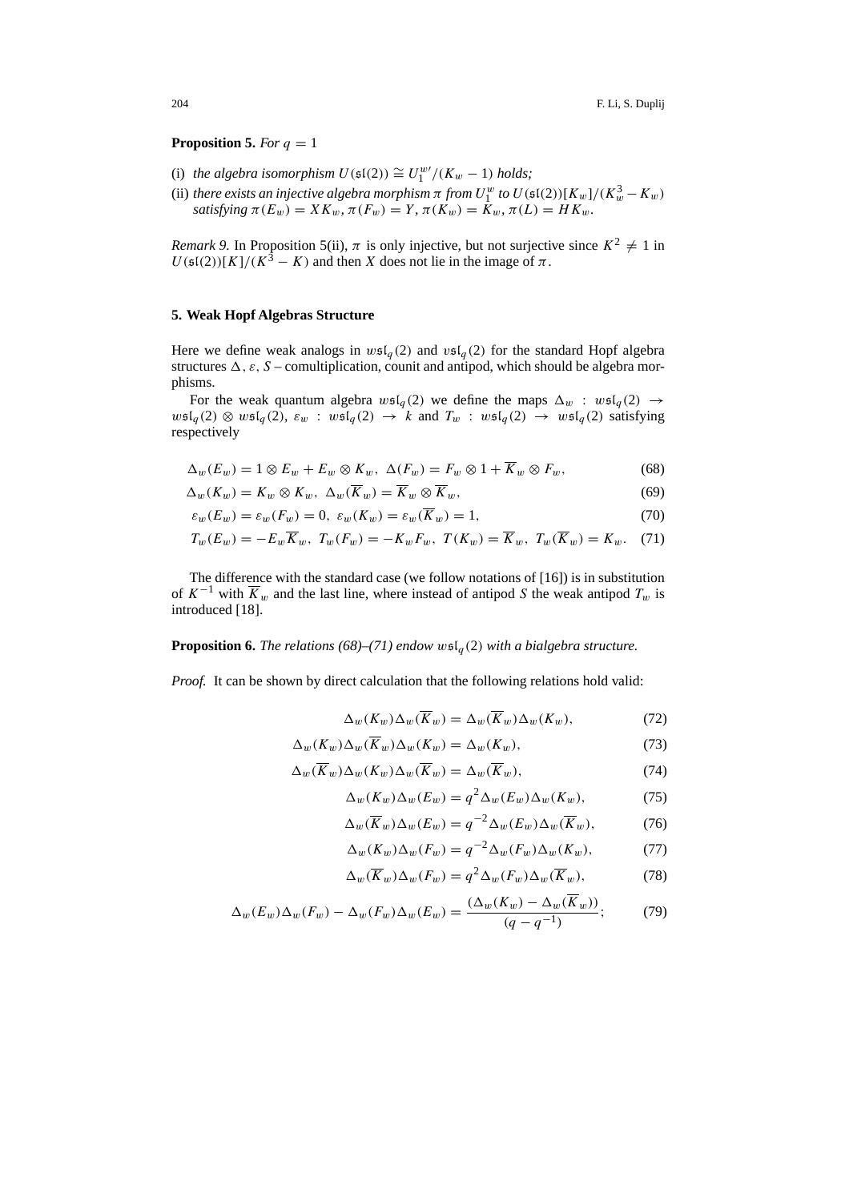**Proposition 5.** *For $q = 1$*

(i) *the algebra isomorphism $U(\mathfrak{sl}(2)) \cong U_1^{w\prime}/(K_w - 1)$ holds;*

(ii) *there exists an injective algebra morphism $\pi$ from $U_1^w$ to $U(\mathfrak{sl}(2))[K_w]/(K_w^3 - K_w)$ satisfying $\pi(E_w) = XK_w$, $\pi(F_w) = Y$, $\pi(K_w) = K_w$, $\pi(L) = HK_w$.*

*Remark 9.* In Proposition 5(ii), $\pi$ is only injective, but not surjective since $K^2 \neq 1$ in $U(\mathfrak{sl}(2))[K]/(K^3 - K)$ and then $X$ does not lie in the image of $\pi$.

## 5. Weak Hopf Algebras Structure

Here we define weak analogs in $w\mathfrak{sl}_q(2)$ and $v\mathfrak{sl}_q(2)$ for the standard Hopf algebra structures $\Delta$, $\varepsilon$, $S$ – comultiplication, counit and antipod, which should be algebra morphisms.

For the weak quantum algebra $w\mathfrak{sl}_q(2)$ we define the maps $\Delta_w : w\mathfrak{sl}_q(2) \to w\mathfrak{sl}_q(2) \otimes w\mathfrak{sl}_q(2)$, $\varepsilon_w : w\mathfrak{sl}_q(2) \to k$ and $T_w : w\mathfrak{sl}_q(2) \to w\mathfrak{sl}_q(2)$ satisfying respectively

$$\Delta_w(E_w) = 1 \otimes E_w + E_w \otimes K_w,\ \Delta(F_w) = F_w \otimes 1 + \overline{K}_w \otimes F_w, \tag{68}$$

$$\Delta_w(K_w) = K_w \otimes K_w,\ \Delta_w(\overline{K}_w) = \overline{K}_w \otimes \overline{K}_w, \tag{69}$$

$$\varepsilon_w(E_w) = \varepsilon_w(F_w) = 0,\ \varepsilon_w(K_w) = \varepsilon_w(\overline{K}_w) = 1, \tag{70}$$

$$T_w(E_w) = -E_w\overline{K}_w,\ T_w(F_w) = -K_wF_w,\ T(K_w) = \overline{K}_w,\ T_w(\overline{K}_w) = K_w. \tag{71}$$

The difference with the standard case (we follow notations of [16]) is in substitution of $K^{-1}$ with $\overline{K}_w$ and the last line, where instead of antipod $S$ the weak antipod $T_w$ is introduced [18].

**Proposition 6.** *The relations (68)–(71) endow $w\mathfrak{sl}_q(2)$ with a bialgebra structure.*

*Proof.* It can be shown by direct calculation that the following relations hold valid:

$$\Delta_w(K_w)\Delta_w(\overline{K}_w) = \Delta_w(\overline{K}_w)\Delta_w(K_w), \tag{72}$$

$$\Delta_w(K_w)\Delta_w(\overline{K}_w)\Delta_w(K_w) = \Delta_w(K_w), \tag{73}$$

$$\Delta_w(\overline{K}_w)\Delta_w(K_w)\Delta_w(\overline{K}_w) = \Delta_w(\overline{K}_w), \tag{74}$$

$$\Delta_w(K_w)\Delta_w(E_w) = q^2\Delta_w(E_w)\Delta_w(K_w), \tag{75}$$

$$\Delta_w(\overline{K}_w)\Delta_w(E_w) = q^{-2}\Delta_w(E_w)\Delta_w(\overline{K}_w), \tag{76}$$

$$\Delta_w(K_w)\Delta_w(F_w) = q^{-2}\Delta_w(F_w)\Delta_w(K_w), \tag{77}$$

$$\Delta_w(\overline{K}_w)\Delta_w(F_w) = q^2\Delta_w(F_w)\Delta_w(\overline{K}_w), \tag{78}$$

$$\Delta_w(E_w)\Delta_w(F_w) - \Delta_w(F_w)\Delta_w(E_w) = \frac{(\Delta_w(K_w) - \Delta_w(\overline{K}_w))}{(q - q^{-1})}; \tag{79}$$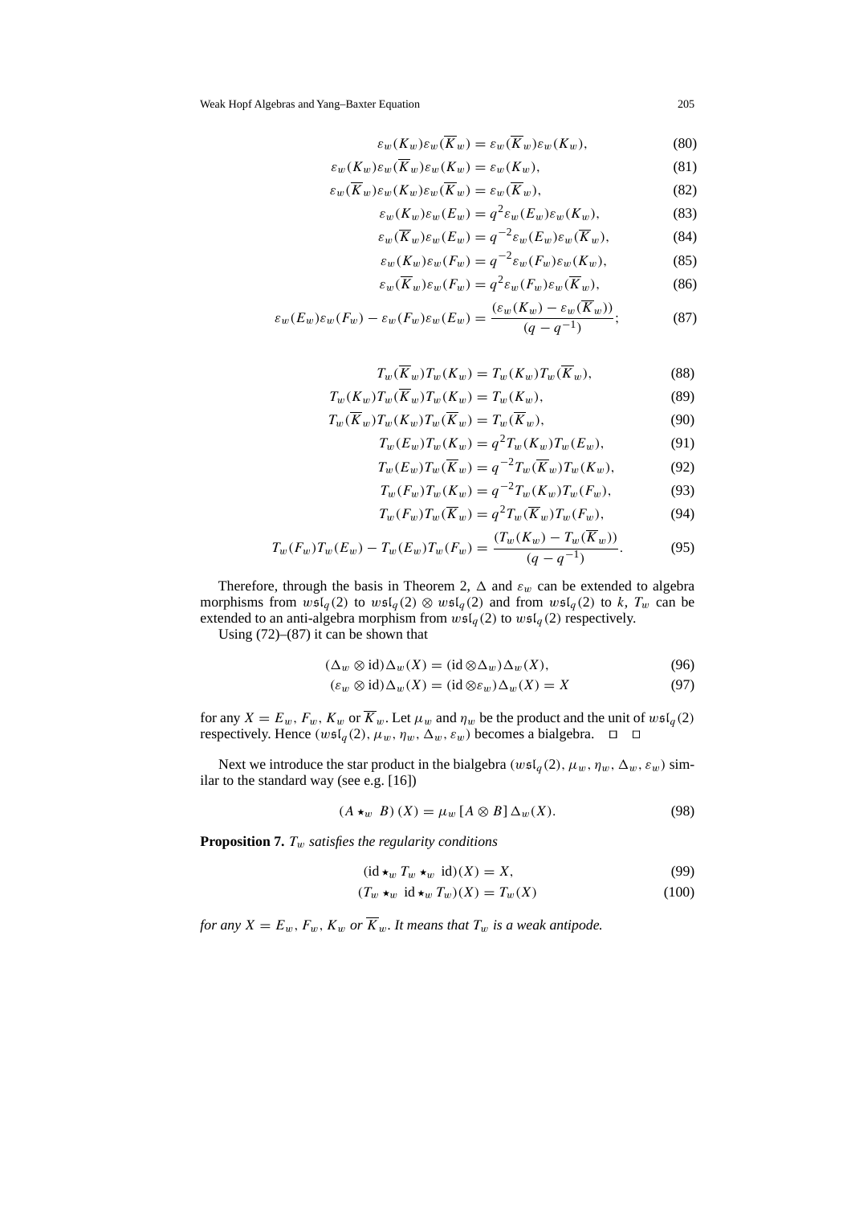$$\varepsilon_w(K_w)\varepsilon_w(\overline{K}_w) = \varepsilon_w(\overline{K}_w)\varepsilon_w(K_w), \tag{80}$$

$$\varepsilon_w(K_w)\varepsilon_w(\overline{K}_w)\varepsilon_w(K_w) = \varepsilon_w(K_w), \tag{81}$$

$$\varepsilon_w(\overline{K}_w)\varepsilon_w(K_w)\varepsilon_w(\overline{K}_w) = \varepsilon_w(\overline{K}_w), \tag{82}$$

$$\varepsilon_w(K_w)\varepsilon_w(E_w) = q^2\varepsilon_w(E_w)\varepsilon_w(K_w), \tag{83}$$

$$\varepsilon_w(\overline{K}_w)\varepsilon_w(E_w) = q^{-2}\varepsilon_w(E_w)\varepsilon_w(\overline{K}_w), \tag{84}$$

$$\varepsilon_w(K_w)\varepsilon_w(F_w) = q^{-2}\varepsilon_w(F_w)\varepsilon_w(K_w), \tag{85}$$

$$\varepsilon_w(\overline{K}_w)\varepsilon_w(F_w) = q^2\varepsilon_w(F_w)\varepsilon_w(\overline{K}_w), \tag{86}$$

$$\varepsilon_w(E_w)\varepsilon_w(F_w) - \varepsilon_w(F_w)\varepsilon_w(E_w) = \frac{(\varepsilon_w(K_w) - \varepsilon_w(\overline{K}_w))}{(q - q^{-1})}; \tag{87}$$

$$T_w(\overline{K}_w)T_w(K_w) = T_w(K_w)T_w(\overline{K}_w), \tag{88}$$

$$T_w(K_w)T_w(\overline{K}_w)T_w(K_w) = T_w(K_w), \tag{89}$$

$$T_w(\overline{K}_w)T_w(K_w)T_w(\overline{K}_w) = T_w(\overline{K}_w), \tag{90}$$

$$T_w(E_w)T_w(K_w) = q^2 T_w(K_w)T_w(E_w), \tag{91}$$

$$T_w(E_w)T_w(\overline{K}_w) = q^{-2}T_w(\overline{K}_w)T_w(K_w), \tag{92}$$

$$T_w(F_w)T_w(K_w) = q^{-2}T_w(K_w)T_w(F_w), \tag{93}$$

$$T_w(F_w)T_w(\overline{K}_w) = q^2 T_w(\overline{K}_w)T_w(F_w), \tag{94}$$

$$T_w(F_w)T_w(E_w) - T_w(E_w)T_w(F_w) = \frac{(T_w(K_w) - T_w(\overline{K}_w))}{(q - q^{-1})}. \tag{95}$$

Therefore, through the basis in Theorem 2, $\Delta$ and $\varepsilon_w$ can be extended to algebra morphisms from $w\mathfrak{sl}_q(2)$ to $w\mathfrak{sl}_q(2) \otimes w\mathfrak{sl}_q(2)$ and from $w\mathfrak{sl}_q(2)$ to $k$, $T_w$ can be extended to an anti-algebra morphism from $w\mathfrak{sl}_q(2)$ to $w\mathfrak{sl}_q(2)$ respectively.

Using (72)–(87) it can be shown that

$$(\Delta_w \otimes \mathrm{id})\Delta_w(X) = (\mathrm{id} \otimes \Delta_w)\Delta_w(X), \tag{96}$$

$$(\varepsilon_w \otimes \mathrm{id})\Delta_w(X) = (\mathrm{id} \otimes \varepsilon_w)\Delta_w(X) = X \tag{97}$$

for any $X = E_w, F_w, K_w$ or $\overline{K}_w$. Let $\mu_w$ and $\eta_w$ be the product and the unit of $w\mathfrak{sl}_q(2)$ respectively. Hence $(w\mathfrak{sl}_q(2), \mu_w, \eta_w, \Delta_w, \varepsilon_w)$ becomes a bialgebra. □ □

Next we introduce the star product in the bialgebra $(w\mathfrak{sl}_q(2), \mu_w, \eta_w, \Delta_w, \varepsilon_w)$ similar to the standard way (see e.g. [16])

$$(A \star_w B)(X) = \mu_w [A \otimes B] \Delta_w(X). \tag{98}$$

**Proposition 7.** *$T_w$ satisfies the regularity conditions*

$$(\mathrm{id} \star_w T_w \star_w \mathrm{id})(X) = X, \tag{99}$$

$$(T_w \star_w \mathrm{id} \star_w T_w)(X) = T_w(X) \tag{100}$$

*for any $X = E_w, F_w, K_w$ or $\overline{K}_w$. It means that $T_w$ is a weak antipode.*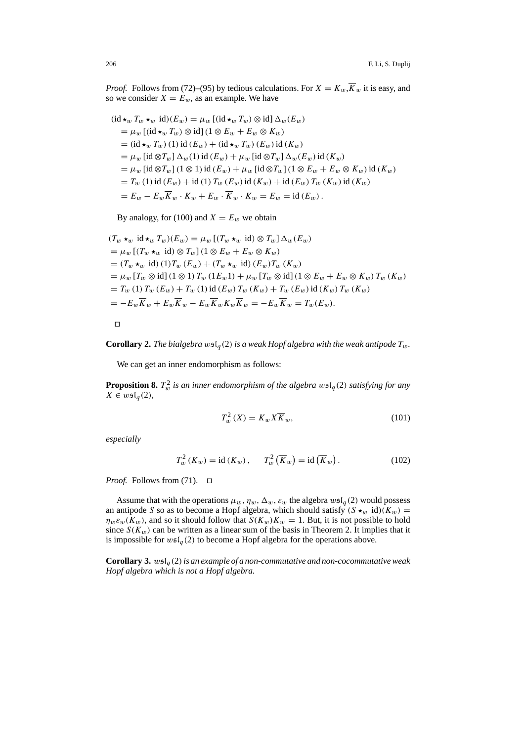*Proof.* Follows from (72)–(95) by tedious calculations. For $X = K_w, \overline{K}_w$ it is easy, and so we consider $X = E_w$, as an example. We have

$$
\begin{aligned}
&(\mathrm{id} \star_w T_w \star_w \mathrm{id})(E_w) = \mu_w \left[ (\mathrm{id} \star_w T_w) \otimes \mathrm{id} \right] \Delta_w (E_w) \\
&= \mu_w \left[ (\mathrm{id} \star_w T_w) \otimes \mathrm{id} \right] (1 \otimes E_w + E_w \otimes K_w) \\
&= (\mathrm{id} \star_w T_w)(1) \, \mathrm{id}(E_w) + (\mathrm{id} \star_w T_w)(E_w) \, \mathrm{id}(K_w) \\
&= \mu_w \left[ \mathrm{id} \otimes T_w \right] \Delta_w (1) \, \mathrm{id}(E_w) + \mu_w \left[ \mathrm{id} \otimes T_w \right] \Delta_w (E_w) \, \mathrm{id}(K_w) \\
&= \mu_w \left[ \mathrm{id} \otimes T_w \right] (1 \otimes 1) \, \mathrm{id}(E_w) + \mu_w \left[ \mathrm{id} \otimes T_w \right] (1 \otimes E_w + E_w \otimes K_w) \, \mathrm{id}(K_w) \\
&= T_w(1) \, \mathrm{id}(E_w) + \mathrm{id}(1) \, T_w(E_w) \, \mathrm{id}(K_w) + \mathrm{id}(E_w) \, T_w(K_w) \, \mathrm{id}(K_w) \\
&= E_w - E_w \overline{K}_w \cdot K_w + E_w \cdot \overline{K}_w \cdot K_w = E_w = \mathrm{id}(E_w).
\end{aligned}
$$

By analogy, for (100) and $X = E_w$ we obtain

$$
\begin{aligned}
&(T_w \star_w \mathrm{id} \star_w T_w)(E_w) = \mu_w \left[ (T_w \star_w \mathrm{id}) \otimes T_w \right] \Delta_w (E_w) \\
&= \mu_w \left[ (T_w \star_w \mathrm{id}) \otimes T_w \right] (1 \otimes E_w + E_w \otimes K_w) \\
&= (T_w \star_w \mathrm{id})(1) T_w(E_w) + (T_w \star_w \mathrm{id})(E_w) T_w(K_w) \\
&= \mu_w \left[ T_w \otimes \mathrm{id} \right] (1 \otimes 1) \, T_w(1 E_w 1) + \mu_w \left[ T_w \otimes \mathrm{id} \right] (1 \otimes E_w + E_w \otimes K_w) \, T_w(K_w) \\
&= T_w(1) \, T_w(E_w) + T_w(1) \, \mathrm{id}(E_w) \, T_w(K_w) + T_w(E_w) \, \mathrm{id}(K_w) \, T_w(K_w) \\
&= -E_w \overline{K}_w + E_w \overline{K}_w - E_w \overline{K}_w K_w \overline{K}_w = -E_w \overline{K}_w = T_w(E_w).
\end{aligned}
$$

□

**Corollary 2.** *The bialgebra $w\mathfrak{sl}_q(2)$ is a weak Hopf algebra with the weak antipode $T_w$.*

We can get an inner endomorphism as follows:

**Proposition 8.** *$T_w^2$ is an inner endomorphism of the algebra $w\mathfrak{sl}_q(2)$ satisfying for any $X \in w\mathfrak{sl}_q(2)$,*

$$
T_w^2(X) = K_w X \overline{K}_w, \tag{101}
$$

*especially*

$$
T_w^2(K_w) = \mathrm{id}(K_w), \qquad T_w^2(\overline{K}_w) = \mathrm{id}(\overline{K}_w). \tag{102}
$$

*Proof.* Follows from (71). □

Assume that with the operations $\mu_w, \eta_w, \Delta_w, \varepsilon_w$ the algebra $w\mathfrak{sl}_q(2)$ would possess an antipode $S$ so as to become a Hopf algebra, which should satisfy $(S \star_w \mathrm{id})(K_w) = \eta_w \varepsilon_w(K_w)$, and so it should follow that $S(K_w) K_w = 1$. But, it is not possible to hold since $S(K_w)$ can be written as a linear sum of the basis in Theorem 2. It implies that it is impossible for $w\mathfrak{sl}_q(2)$ to become a Hopf algebra for the operations above.

**Corollary 3.** *$w\mathfrak{sl}_q(2)$ is an example of a non-commutative and non-cocommutative weak Hopf algebra which is not a Hopf algebra.*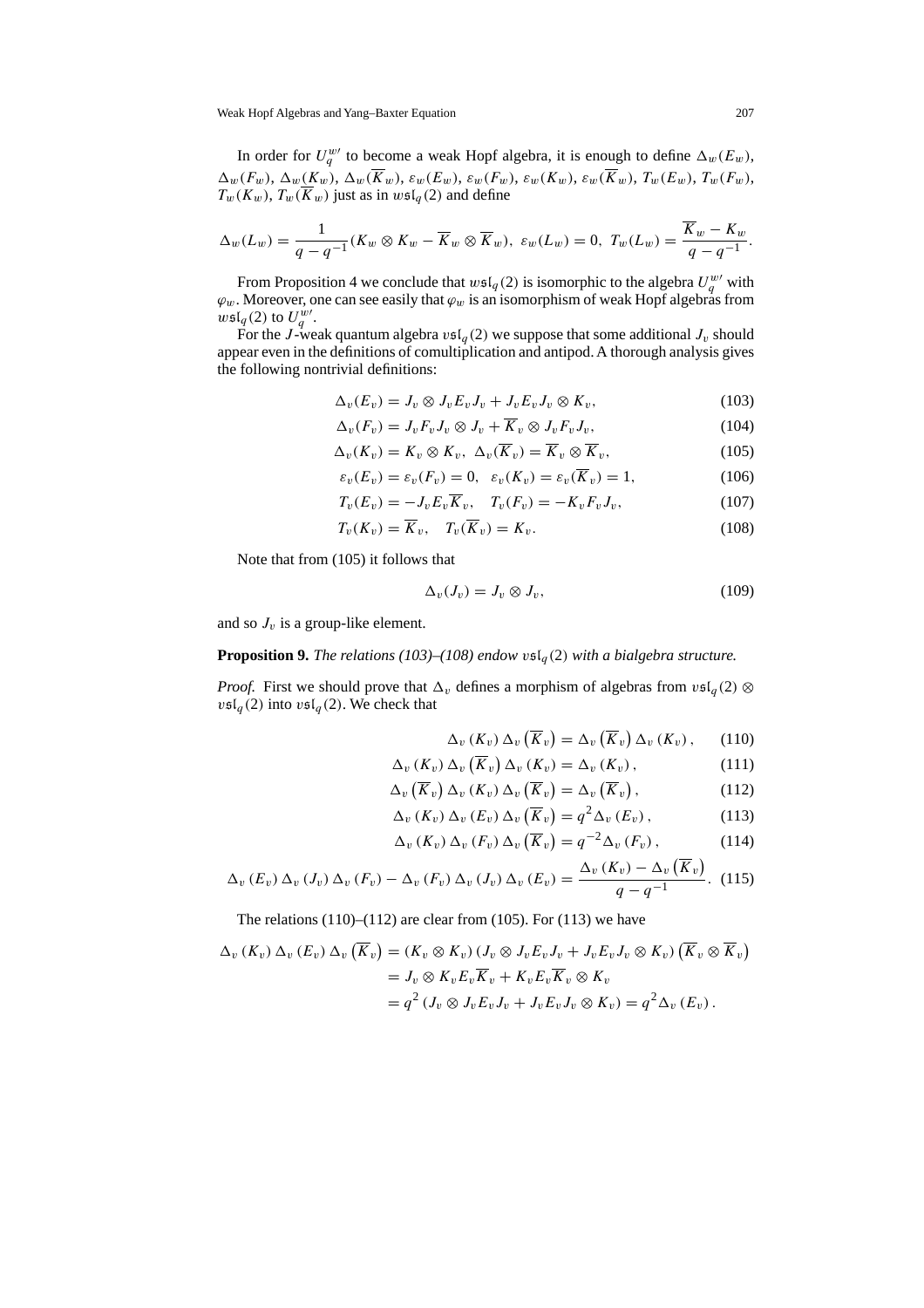In order for $U_q^{w'}$ to become a weak Hopf algebra, it is enough to define $\Delta_w(E_w)$, $\Delta_w(F_w)$, $\Delta_w(K_w)$, $\Delta_w(\overline{K}_w)$, $\varepsilon_w(E_w)$, $\varepsilon_w(F_w)$, $\varepsilon_w(K_w)$, $\varepsilon_w(\overline{K}_w)$, $T_w(E_w)$, $T_w(F_w)$, $T_w(K_w)$, $T_w(\overline{K}_w)$ just as in $w\mathfrak{sl}_q(2)$ and define

$$\Delta_w(L_w) = \frac{1}{q - q^{-1}}(K_w \otimes K_w - \overline{K}_w \otimes \overline{K}_w),\ \varepsilon_w(L_w) = 0,\ T_w(L_w) = \frac{\overline{K}_w - K_w}{q - q^{-1}}.$$

From Proposition 4 we conclude that $w\mathfrak{sl}_q(2)$ is isomorphic to the algebra $U_q^{w'}$ with $\varphi_w$. Moreover, one can see easily that $\varphi_w$ is an isomorphism of weak Hopf algebras from $w\mathfrak{sl}_q(2)$ to $U_q^{w'}$.

For the $J$-weak quantum algebra $v\mathfrak{sl}_q(2)$ we suppose that some additional $J_v$ should appear even in the definitions of comultiplication and antipod. A thorough analysis gives the following nontrivial definitions:

$$\Delta_v(E_v) = J_v \otimes J_v E_v J_v + J_v E_v J_v \otimes K_v, \tag{103}$$

$$\Delta_v(F_v) = J_v F_v J_v \otimes J_v + \overline{K}_v \otimes J_v F_v J_v, \tag{104}$$

$$\Delta_v(K_v) = K_v \otimes K_v,\ \Delta_v(\overline{K}_v) = \overline{K}_v \otimes \overline{K}_v, \tag{105}$$

$$\varepsilon_v(E_v) = \varepsilon_v(F_v) = 0,\quad \varepsilon_v(K_v) = \varepsilon_v(\overline{K}_v) = 1, \tag{106}$$

$$T_v(E_v) = -J_v E_v \overline{K}_v,\quad T_v(F_v) = -K_v F_v J_v, \tag{107}$$

$$T_v(K_v) = \overline{K}_v,\quad T_v(\overline{K}_v) = K_v. \tag{108}$$

Note that from (105) it follows that

$$\Delta_v(J_v) = J_v \otimes J_v, \tag{109}$$

and so $J_v$ is a group-like element.

**Proposition 9.** *The relations (103)–(108) endow $v\mathfrak{sl}_q(2)$ with a bialgebra structure.*

*Proof.* First we should prove that $\Delta_v$ defines a morphism of algebras from $v\mathfrak{sl}_q(2) \otimes v\mathfrak{sl}_q(2)$ into $v\mathfrak{sl}_q(2)$. We check that

$$\Delta_v(K_v)\,\Delta_v(\overline{K}_v) = \Delta_v(\overline{K}_v)\,\Delta_v(K_v), \tag{110}$$

$$\Delta_v(K_v)\,\Delta_v(\overline{K}_v)\,\Delta_v(K_v) = \Delta_v(K_v), \tag{111}$$

$$\Delta_v(\overline{K}_v)\,\Delta_v(K_v)\,\Delta_v(\overline{K}_v) = \Delta_v(\overline{K}_v), \tag{112}$$

$$\Delta_v(K_v)\,\Delta_v(E_v)\,\Delta_v(\overline{K}_v) = q^2\Delta_v(E_v), \tag{113}$$

$$\Delta_v(K_v)\,\Delta_v(F_v)\,\Delta_v(\overline{K}_v) = q^{-2}\Delta_v(F_v), \tag{114}$$

$$\Delta_v(E_v)\,\Delta_v(J_v)\,\Delta_v(F_v) - \Delta_v(F_v)\,\Delta_v(J_v)\,\Delta_v(E_v) = \frac{\Delta_v(K_v) - \Delta_v(\overline{K}_v)}{q - q^{-1}}. \tag{115}$$

The relations (110)–(112) are clear from (105). For (113) we have

$$\begin{aligned}
\Delta_v(K_v)\,\Delta_v(E_v)\,\Delta_v(\overline{K}_v) &= (K_v \otimes K_v)(J_v \otimes J_v E_v J_v + J_v E_v J_v \otimes K_v)(\overline{K}_v \otimes \overline{K}_v)\\
&= J_v \otimes K_v E_v \overline{K}_v + K_v E_v \overline{K}_v \otimes K_v\\
&= q^2 (J_v \otimes J_v E_v J_v + J_v E_v J_v \otimes K_v) = q^2 \Delta_v(E_v).
\end{aligned}$$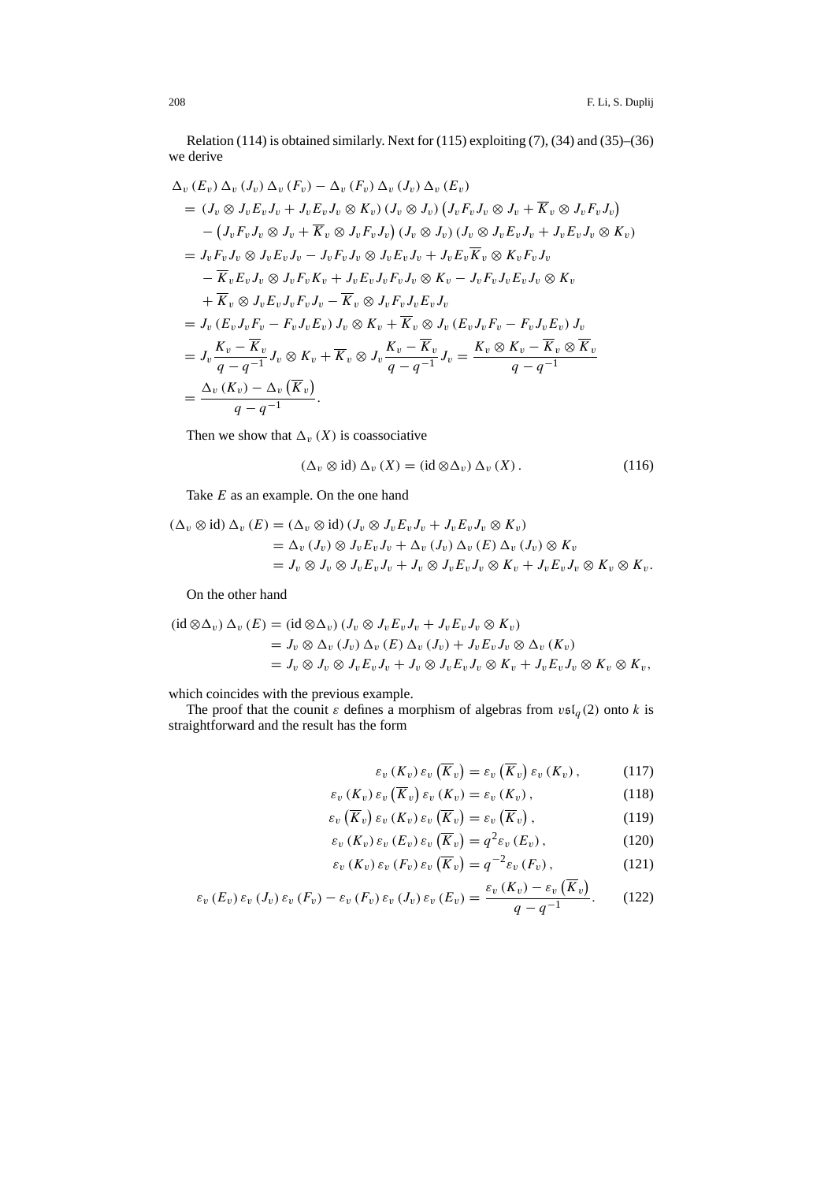Relation (114) is obtained similarly. Next for (115) exploiting (7), (34) and (35)–(36) we derive

$$
\begin{aligned}
&\Delta_v(E_v)\,\Delta_v(J_v)\,\Delta_v(F_v) - \Delta_v(F_v)\,\Delta_v(J_v)\,\Delta_v(E_v) \\
&= (J_v \otimes J_v E_v J_v + J_v E_v J_v \otimes K_v)\,(J_v \otimes J_v)\left(J_v F_v J_v \otimes J_v + \overline{K}_v \otimes J_v F_v J_v\right) \\
&\quad - \left(J_v F_v J_v \otimes J_v + \overline{K}_v \otimes J_v F_v J_v\right)(J_v \otimes J_v)\,(J_v \otimes J_v E_v J_v + J_v E_v J_v \otimes K_v) \\
&= J_v F_v J_v \otimes J_v E_v J_v - J_v F_v J_v \otimes J_v E_v J_v + J_v E_v \overline{K}_v \otimes K_v F_v J_v \\
&\quad - \overline{K}_v E_v J_v \otimes J_v F_v K_v + J_v E_v J_v F_v J_v \otimes K_v - J_v F_v J_v E_v J_v \otimes K_v \\
&\quad + \overline{K}_v \otimes J_v E_v J_v F_v J_v - \overline{K}_v \otimes J_v F_v J_v E_v J_v \\
&= J_v\,(E_v J_v F_v - F_v J_v E_v)\,J_v \otimes K_v + \overline{K}_v \otimes J_v\,(E_v J_v F_v - F_v J_v E_v)\,J_v \\
&= J_v \frac{K_v - \overline{K}_v}{q - q^{-1}} J_v \otimes K_v + \overline{K}_v \otimes J_v \frac{K_v - \overline{K}_v}{q - q^{-1}} J_v = \frac{K_v \otimes K_v - \overline{K}_v \otimes \overline{K}_v}{q - q^{-1}} \\
&= \frac{\Delta_v(K_v) - \Delta_v\left(\overline{K}_v\right)}{q - q^{-1}}.
\end{aligned}
$$

Then we show that $\Delta_v(X)$ is coassociative

$$
(\Delta_v \otimes \mathrm{id})\,\Delta_v(X) = (\mathrm{id} \otimes \Delta_v)\,\Delta_v(X). \tag{116}
$$

Take $E$ as an example. On the one hand

$$
\begin{aligned}
(\Delta_v \otimes \mathrm{id})\,\Delta_v(E) &= (\Delta_v \otimes \mathrm{id})\,(J_v \otimes J_v E_v J_v + J_v E_v J_v \otimes K_v) \\
&= \Delta_v(J_v) \otimes J_v E_v J_v + \Delta_v(J_v)\,\Delta_v(E)\,\Delta_v(J_v) \otimes K_v \\
&= J_v \otimes J_v \otimes J_v E_v J_v + J_v \otimes J_v E_v J_v \otimes K_v + J_v E_v J_v \otimes K_v \otimes K_v.
\end{aligned}
$$

On the other hand

$$
\begin{aligned}
(\mathrm{id} \otimes \Delta_v)\,\Delta_v(E) &= (\mathrm{id} \otimes \Delta_v)\,(J_v \otimes J_v E_v J_v + J_v E_v J_v \otimes K_v) \\
&= J_v \otimes \Delta_v(J_v)\,\Delta_v(E)\,\Delta_v(J_v) + J_v E_v J_v \otimes \Delta_v(K_v) \\
&= J_v \otimes J_v \otimes J_v E_v J_v + J_v \otimes J_v E_v J_v \otimes K_v + J_v E_v J_v \otimes K_v \otimes K_v,
\end{aligned}
$$

which coincides with the previous example.

The proof that the counit $\varepsilon$ defines a morphism of algebras from $v\mathfrak{sl}_q(2)$ onto $k$ is straightforward and the result has the form

$$
\varepsilon_v(K_v)\,\varepsilon_v\left(\overline{K}_v\right) = \varepsilon_v\left(\overline{K}_v\right)\varepsilon_v(K_v), \tag{117}
$$

$$
\varepsilon_v(K_v)\,\varepsilon_v\left(\overline{K}_v\right)\varepsilon_v(K_v) = \varepsilon_v(K_v), \tag{118}
$$

$$
\varepsilon_v\left(\overline{K}_v\right)\varepsilon_v(K_v)\,\varepsilon_v\left(\overline{K}_v\right) = \varepsilon_v\left(\overline{K}_v\right), \tag{119}
$$

$$
\varepsilon_v(K_v)\,\varepsilon_v(E_v)\,\varepsilon_v\left(\overline{K}_v\right) = q^2 \varepsilon_v(E_v), \tag{120}
$$

$$
\varepsilon_v(K_v)\,\varepsilon_v(F_v)\,\varepsilon_v\left(\overline{K}_v\right) = q^{-2} \varepsilon_v(F_v), \tag{121}
$$

$$
\varepsilon_v(E_v)\,\varepsilon_v(J_v)\,\varepsilon_v(F_v) - \varepsilon_v(F_v)\,\varepsilon_v(J_v)\,\varepsilon_v(E_v) = \frac{\varepsilon_v(K_v) - \varepsilon_v\left(\overline{K}_v\right)}{q - q^{-1}}. \tag{122}
$$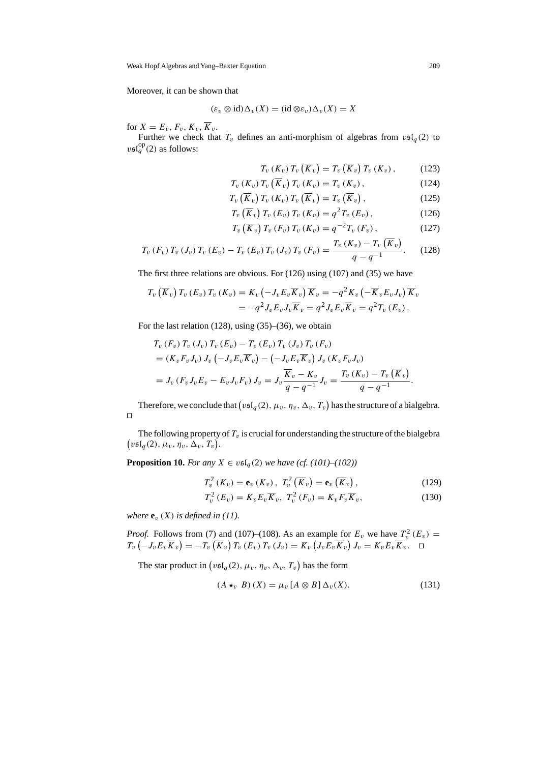Moreover, it can be shown that

$$(\varepsilon_v \otimes \mathrm{id})\Delta_v(X) = (\mathrm{id} \otimes \varepsilon_v)\Delta_v(X) = X$$

for $X = E_v, F_v, K_v, \overline{K}_v$.

Further we check that $T_v$ defines an anti-morphism of algebras from $v\mathfrak{sl}_q(2)$ to $v\mathfrak{sl}_q^{\mathrm{op}}(2)$ as follows:

$$T_v(K_v)\, T_v\left(\overline{K}_v\right) = T_v\left(\overline{K}_v\right) T_v(K_v), \tag{123}$$

$$T_v(K_v)\, T_v\left(\overline{K}_v\right) T_v(K_v) = T_v(K_v), \tag{124}$$

$$T_v\left(\overline{K}_v\right) T_v(K_v)\, T_v\left(\overline{K}_v\right) = T_v\left(\overline{K}_v\right), \tag{125}$$

$$T_v\left(\overline{K}_v\right) T_v(E_v)\, T_v(K_v) = q^2 T_v(E_v), \tag{126}$$

$$T_v\left(\overline{K}_v\right) T_v(F_v)\, T_v(K_v) = q^{-2} T_v(F_v), \tag{127}$$

$$T_v(F_v)\, T_v(J_v)\, T_v(E_v) - T_v(E_v)\, T_v(J_v)\, T_v(F_v) = \frac{T_v(K_v) - T_v\left(\overline{K}_v\right)}{q - q^{-1}}. \tag{128}$$

The first three relations are obvious. For (126) using (107) and (35) we have

$$\begin{aligned}
T_v\left(\overline{K}_v\right) T_v(E_v)\, T_v(K_v) &= K_v\left(-J_v E_v \overline{K}_v\right)\overline{K}_v = -q^2 K_v\left(-\overline{K}_v E_v J_v\right)\overline{K}_v \\
&= -q^2 J_v E_v J_v \overline{K}_v = q^2 J_v E_v \overline{K}_v = q^2 T_v(E_v).
\end{aligned}$$

For the last relation (128), using (35)–(36), we obtain

$$\begin{aligned}
&T_v(F_v)\, T_v(J_v)\, T_v(E_v) - T_v(E_v)\, T_v(J_v)\, T_v(F_v) \\
&= (K_v F_v J_v)\, J_v\left(-J_v E_v \overline{K}_v\right) - \left(-J_v E_v \overline{K}_v\right) J_v\,(K_v F_v J_v) \\
&= J_v\,(F_v J_v E_v - E_v J_v F_v)\, J_v = J_v \frac{\overline{K}_v - K_v}{q - q^{-1}} J_v = \frac{T_v(K_v) - T_v\left(\overline{K}_v\right)}{q - q^{-1}}.
\end{aligned}$$

Therefore, we conclude that $\left(v\mathfrak{sl}_q(2), \mu_v, \eta_v, \Delta_v, T_v\right)$ has the structure of a bialgebra. □

The following property of $T_v$ is crucial for understanding the structure of the bialgebra $\left(v\mathfrak{sl}_q(2), \mu_v, \eta_v, \Delta_v, T_v\right)$.

**Proposition 10.** *For any $X \in v\mathfrak{sl}_q(2)$ we have (cf. (101)–(102))*

$$T_v^2(K_v) = \mathbf{e}_v(K_v),\ T_v^2\left(\overline{K}_v\right) = \mathbf{e}_v\left(\overline{K}_v\right), \tag{129}$$

$$T_v^2(E_v) = K_v E_v \overline{K}_v,\ T_v^2(F_v) = K_v F_v \overline{K}_v, \tag{130}$$

*where $\mathbf{e}_v(X)$ is defined in (11).*

*Proof.* Follows from (7) and (107)–(108). As an example for $E_v$ we have $T_v^2(E_v) = T_v\left(-J_v E_v \overline{K}_v\right) = -T_v\left(\overline{K}_v\right) T_v(E_v)\, T_v(J_v) = K_v\left(J_v E_v \overline{K}_v\right) J_v = K_v E_v \overline{K}_v$. □

The star product in $\left(v\mathfrak{sl}_q(2), \mu_v, \eta_v, \Delta_v, T_v\right)$ has the form

$$(A \star_v B)(X) = \mu_v [A \otimes B]\, \Delta_v(X). \tag{131}$$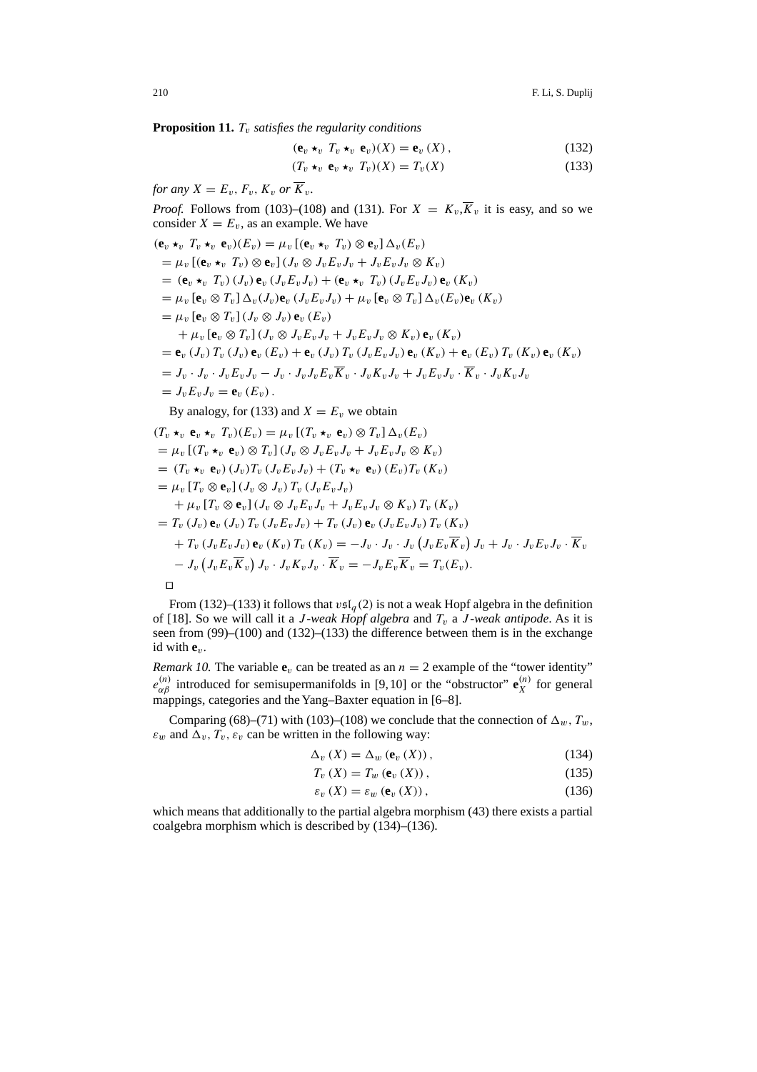**Proposition 11.** *$T_v$ satisfies the regularity conditions*

$$(\mathbf{e}_v \star_v T_v \star_v \mathbf{e}_v)(X) = \mathbf{e}_v(X), \tag{132}$$

$$(T_v \star_v \mathbf{e}_v \star_v T_v)(X) = T_v(X) \tag{133}$$

*for any $X = E_v, F_v, K_v$ or $\overline{K}_v$.*

*Proof.* Follows from (103)–(108) and (131). For $X = K_v, \overline{K}_v$ it is easy, and so we consider $X = E_v$, as an example. We have

$$\begin{aligned}
&(\mathbf{e}_v \star_v T_v \star_v \mathbf{e}_v)(E_v) = \mu_v\left[(\mathbf{e}_v \star_v T_v) \otimes \mathbf{e}_v\right] \Delta_v(E_v) \\
&= \mu_v\left[(\mathbf{e}_v \star_v T_v) \otimes \mathbf{e}_v\right] (J_v \otimes J_v E_v J_v + J_v E_v J_v \otimes K_v) \\
&= (\mathbf{e}_v \star_v T_v)(J_v)\, \mathbf{e}_v(J_v E_v J_v) + (\mathbf{e}_v \star_v T_v)(J_v E_v J_v)\, \mathbf{e}_v(K_v) \\
&= \mu_v\left[\mathbf{e}_v \otimes T_v\right] \Delta_v(J_v) \mathbf{e}_v(J_v E_v J_v) + \mu_v\left[\mathbf{e}_v \otimes T_v\right] \Delta_v(E_v) \mathbf{e}_v(K_v) \\
&= \mu_v\left[\mathbf{e}_v \otimes T_v\right](J_v \otimes J_v)\, \mathbf{e}_v(E_v) \\
&\quad + \mu_v\left[\mathbf{e}_v \otimes T_v\right](J_v \otimes J_v E_v J_v + J_v E_v J_v \otimes K_v)\, \mathbf{e}_v(K_v) \\
&= \mathbf{e}_v(J_v)\, T_v(J_v)\, \mathbf{e}_v(E_v) + \mathbf{e}_v(J_v)\, T_v(J_v E_v J_v)\, \mathbf{e}_v(K_v) + \mathbf{e}_v(E_v)\, T_v(K_v)\, \mathbf{e}_v(K_v) \\
&= J_v \cdot J_v \cdot J_v E_v J_v - J_v \cdot J_v J_v E_v \overline{K}_v \cdot J_v K_v J_v + J_v E_v J_v \cdot \overline{K}_v \cdot J_v K_v J_v \\
&= J_v E_v J_v = \mathbf{e}_v(E_v).
\end{aligned}$$

By analogy, for (133) and $X = E_v$ we obtain

$$\begin{aligned}
&(T_v \star_v \mathbf{e}_v \star_v T_v)(E_v) = \mu_v\left[(T_v \star_v \mathbf{e}_v) \otimes T_v\right] \Delta_v(E_v) \\
&= \mu_v\left[(T_v \star_v \mathbf{e}_v) \otimes T_v\right](J_v \otimes J_v E_v J_v + J_v E_v J_v \otimes K_v) \\
&= (T_v \star_v \mathbf{e}_v)(J_v) T_v(J_v E_v J_v) + (T_v \star_v \mathbf{e}_v)(E_v) T_v(K_v) \\
&= \mu_v\left[T_v \otimes \mathbf{e}_v\right](J_v \otimes J_v)\, T_v(J_v E_v J_v) \\
&\quad + \mu_v\left[T_v \otimes \mathbf{e}_v\right](J_v \otimes J_v E_v J_v + J_v E_v J_v \otimes K_v)\, T_v(K_v) \\
&= T_v(J_v)\, \mathbf{e}_v(J_v)\, T_v(J_v E_v J_v) + T_v(J_v)\, \mathbf{e}_v(J_v E_v J_v)\, T_v(K_v) \\
&\quad + T_v(J_v E_v J_v)\, \mathbf{e}_v(K_v)\, T_v(K_v) = -J_v \cdot J_v \cdot J_v \left(J_v E_v \overline{K}_v\right) J_v + J_v \cdot J_v E_v J_v \cdot \overline{K}_v \\
&\quad - J_v \left(J_v E_v \overline{K}_v\right) J_v \cdot J_v K_v J_v \cdot \overline{K}_v = -J_v E_v \overline{K}_v = T_v(E_v).
\end{aligned}$$

□

From (132)–(133) it follows that $v\mathfrak{sl}_q(2)$ is not a weak Hopf algebra in the definition of [18]. So we will call it a *$J$-weak Hopf algebra* and $T_v$ a *$J$-weak antipode*. As it is seen from (99)–(100) and (132)–(133) the difference between them is in the exchange id with $\mathbf{e}_v$.

*Remark 10.* The variable $\mathbf{e}_v$ can be treated as an $n = 2$ example of the "tower identity" $e_{\alpha\beta}^{(n)}$ introduced for semisupermanifolds in [9,10] or the "obstructor" $\mathbf{e}_X^{(n)}$ for general mappings, categories and the Yang–Baxter equation in [6–8].

Comparing (68)–(71) with (103)–(108) we conclude that the connection of $\Delta_w$, $T_w$, $\varepsilon_w$ and $\Delta_v$, $T_v$, $\varepsilon_v$ can be written in the following way:

$$\Delta_v(X) = \Delta_w(\mathbf{e}_v(X)), \tag{134}$$

$$T_v(X) = T_w(\mathbf{e}_v(X)), \tag{135}$$

$$\varepsilon_v(X) = \varepsilon_w(\mathbf{e}_v(X)), \tag{136}$$

which means that additionally to the partial algebra morphism (43) there exists a partial coalgebra morphism which is described by (134)–(136).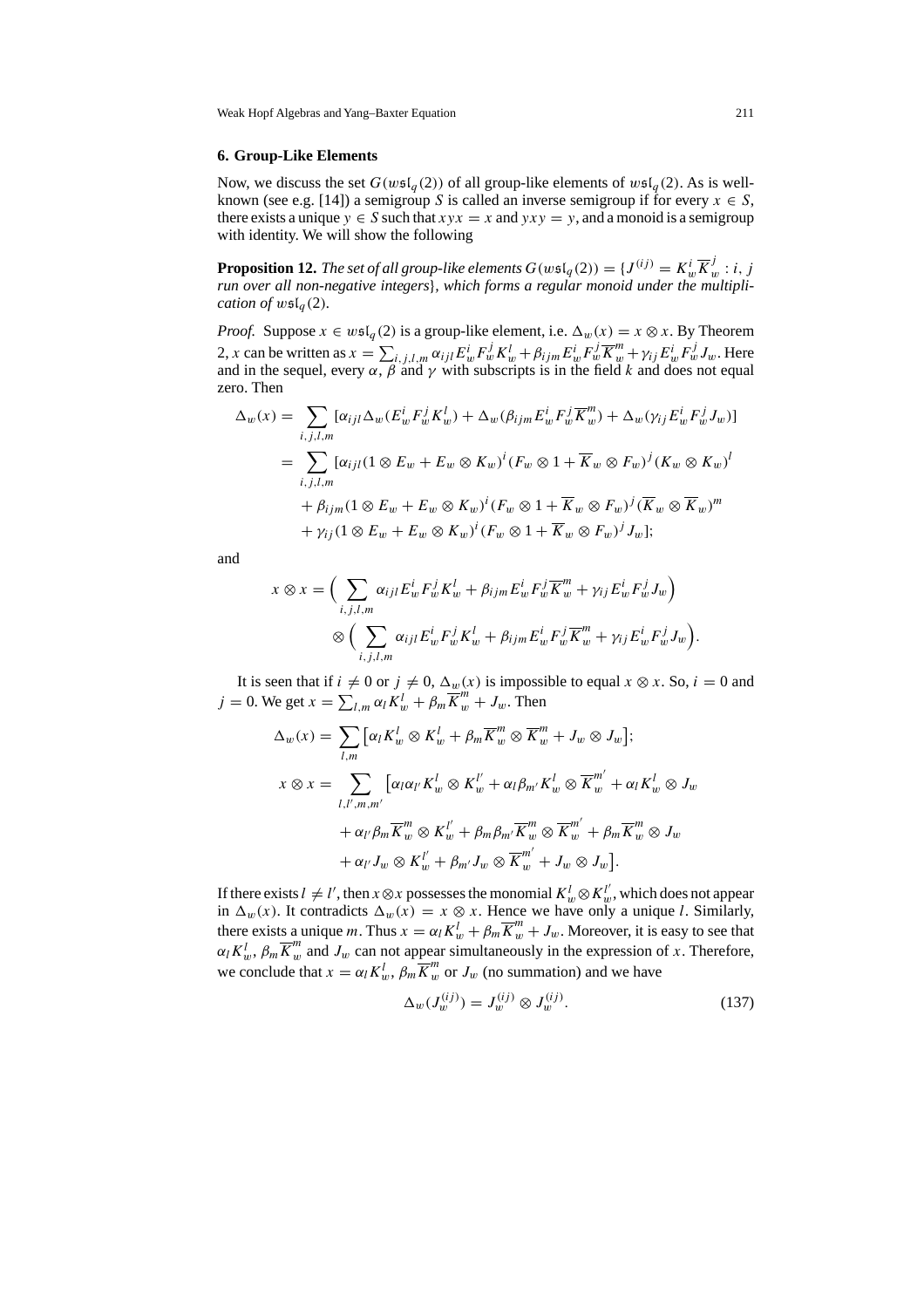## 6. Group-Like Elements

Now, we discuss the set $G(w\mathfrak{sl}_q(2))$ of all group-like elements of $w\mathfrak{sl}_q(2)$. As is well-known (see e.g. [14]) a semigroup $S$ is called an inverse semigroup if for every $x \in S$, there exists a unique $y \in S$ such that $xyx = x$ and $yxy = y$, and a monoid is a semigroup with identity. We will show the following

**Proposition 12.** *The set of all group-like elements $G(w\mathfrak{sl}_q(2)) = \{J^{(ij)} = K_w^i \overline{K}_w^j : i, j$ run over all non-negative integers$\}$, which forms a regular monoid under the multiplication of $w\mathfrak{sl}_q(2)$.*

*Proof.* Suppose $x \in w\mathfrak{sl}_q(2)$ is a group-like element, i.e. $\Delta_w(x) = x \otimes x$. By Theorem 2, $x$ can be written as $x = \sum_{i,j,l,m} \alpha_{ijl} E_w^i F_w^j K_w^l + \beta_{ijm} E_w^i F_w^j \overline{K}_w^m + \gamma_{ij} E_w^i F_w^j J_w$. Here and in the sequel, every $\alpha$, $\beta$ and $\gamma$ with subscripts is in the field $k$ and does not equal zero. Then

$$
\begin{aligned}
\Delta_w(x) &= \sum_{i,j,l,m} [\alpha_{ijl} \Delta_w(E_w^i F_w^j K_w^l) + \Delta_w(\beta_{ijm} E_w^i F_w^j \overline{K}_w^m) + \Delta_w(\gamma_{ij} E_w^i F_w^j J_w)] \\
&= \sum_{i,j,l,m} [\alpha_{ijl} (1 \otimes E_w + E_w \otimes K_w)^i (F_w \otimes 1 + \overline{K}_w \otimes F_w)^j (K_w \otimes K_w)^l \\
&\quad + \beta_{ijm} (1 \otimes E_w + E_w \otimes K_w)^i (F_w \otimes 1 + \overline{K}_w \otimes F_w)^j (\overline{K}_w \otimes \overline{K}_w)^m \\
&\quad + \gamma_{ij} (1 \otimes E_w + E_w \otimes K_w)^i (F_w \otimes 1 + \overline{K}_w \otimes F_w)^j J_w];
\end{aligned}
$$

and

$$
\begin{aligned}
x \otimes x &= \Big( \sum_{i,j,l,m} \alpha_{ijl} E_w^i F_w^j K_w^l + \beta_{ijm} E_w^i F_w^j \overline{K}_w^m + \gamma_{ij} E_w^i F_w^j J_w \Big) \\
&\quad \otimes \Big( \sum_{i,j,l,m} \alpha_{ijl} E_w^i F_w^j K_w^l + \beta_{ijm} E_w^i F_w^j \overline{K}_w^m + \gamma_{ij} E_w^i F_w^j J_w \Big).
\end{aligned}
$$

It is seen that if $i \neq 0$ or $j \neq 0$, $\Delta_w(x)$ is impossible to equal $x \otimes x$. So, $i = 0$ and $j = 0$. We get $x = \sum_{l,m} \alpha_l K_w^l + \beta_m \overline{K}_w^m + J_w$. Then

$$
\begin{aligned}
\Delta_w(x) &= \sum_{l,m} \big[ \alpha_l K_w^l \otimes K_w^l + \beta_m \overline{K}_w^m \otimes \overline{K}_w^m + J_w \otimes J_w \big]; \\
x \otimes x &= \sum_{l,l',m,m'} \big[ \alpha_l \alpha_{l'} K_w^l \otimes K_w^{l'} + \alpha_l \beta_{m'} K_w^l \otimes \overline{K}_w^{m'} + \alpha_l K_w^l \otimes J_w \\
&\quad + \alpha_{l'} \beta_m \overline{K}_w^m \otimes K_w^{l'} + \beta_m \beta_{m'} \overline{K}_w^m \otimes \overline{K}_w^{m'} + \beta_m \overline{K}_w^m \otimes J_w \\
&\quad + \alpha_{l'} J_w \otimes K_w^{l'} + \beta_{m'} J_w \otimes \overline{K}_w^{m'} + J_w \otimes J_w \big].
\end{aligned}
$$

If there exists $l \neq l'$, then $x \otimes x$ possesses the monomial $K_w^l \otimes K_w^{l'}$, which does not appear in $\Delta_w(x)$. It contradicts $\Delta_w(x) = x \otimes x$. Hence we have only a unique $l$. Similarly, there exists a unique $m$. Thus $x = \alpha_l K_w^l + \beta_m \overline{K}_w^m + J_w$. Moreover, it is easy to see that $\alpha_l K_w^l$, $\beta_m \overline{K}_w^m$ and $J_w$ can not appear simultaneously in the expression of $x$. Therefore, we conclude that $x = \alpha_l K_w^l$, $\beta_m \overline{K}_w^m$ or $J_w$ (no summation) and we have

$$
\Delta_w(J_w^{(ij)}) = J_w^{(ij)} \otimes J_w^{(ij)}. \tag{137}
$$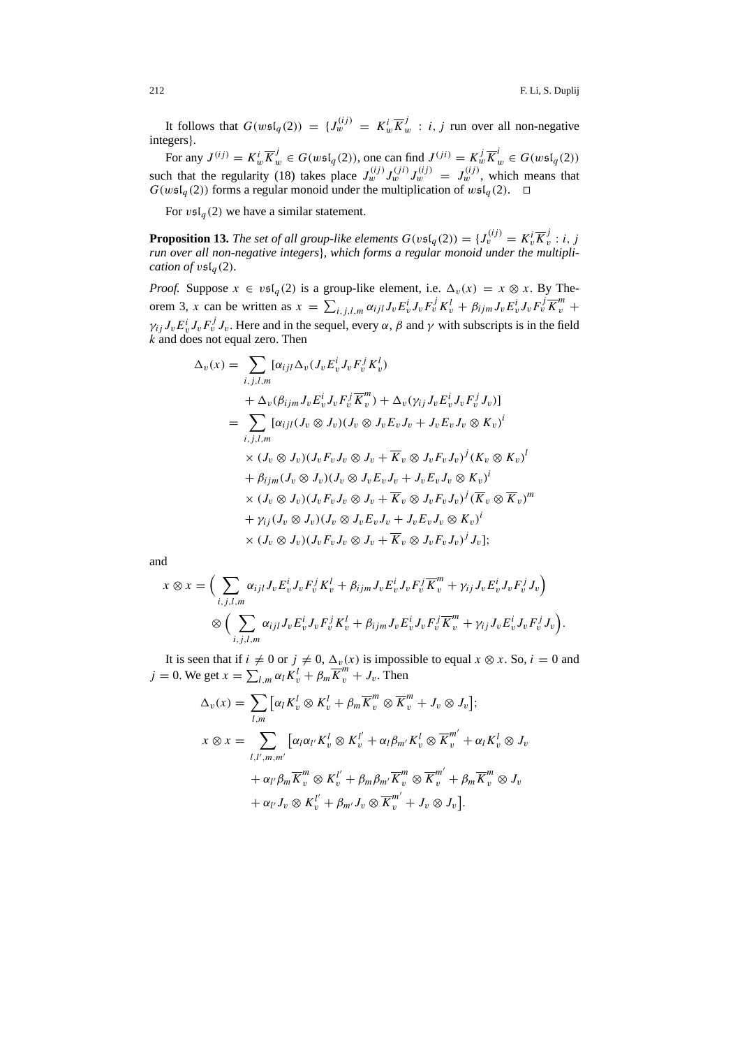It follows that $G(w\mathfrak{sl}_q(2)) = \{J_w^{(ij)} = K_w^i \overline{K}_w^j : i, j$ run over all non-negative integers$\}$.

For any $J^{(ij)} = K_w^i \overline{K}_w^j \in G(w\mathfrak{sl}_q(2))$, one can find $J^{(ji)} = K_w^j \overline{K}_w^i \in G(w\mathfrak{sl}_q(2))$ such that the regularity (18) takes place $J_w^{(ij)} J_w^{(ji)} J_w^{(ij)} = J_w^{(ij)}$, which means that $G(w\mathfrak{sl}_q(2))$ forms a regular monoid under the multiplication of $w\mathfrak{sl}_q(2)$. $\square$

For $v\mathfrak{sl}_q(2)$ we have a similar statement.

**Proposition 13.** *The set of all group-like elements* $G(v\mathfrak{sl}_q(2)) = \{J_v^{(ij)} = K_v^i \overline{K}_v^j : i, j$ *run over all non-negative integers*$\}$, *which forms a regular monoid under the multiplication of* $v\mathfrak{sl}_q(2)$.

*Proof.* Suppose $x \in v\mathfrak{sl}_q(2)$ is a group-like element, i.e. $\Delta_v(x) = x \otimes x$. By Theorem 3, $x$ can be written as $x = \sum_{i,j,l,m} \alpha_{ijl} J_v E_v^i J_v F_v^j K_v^l + \beta_{ijm} J_v E_v^i J_v F_v^j \overline{K}_v^m + \gamma_{ij} J_v E_v^i J_v F_v^j J_v$. Here and in the sequel, every $\alpha$, $\beta$ and $\gamma$ with subscripts is in the field $k$ and does not equal zero. Then

$$
\begin{aligned}
\Delta_v(x) = & \sum_{i,j,l,m} [\alpha_{ijl} \Delta_v(J_v E_v^i J_v F_v^j K_v^l) \\
& + \Delta_v(\beta_{ijm} J_v E_v^i J_v F_v^j \overline{K}_v^m) + \Delta_v(\gamma_{ij} J_v E_v^i J_v F_v^j J_v)] \\
= & \sum_{i,j,l,m} [\alpha_{ijl} (J_v \otimes J_v)(J_v \otimes J_v E_v J_v + J_v E_v J_v \otimes K_v)^i \\
& \times (J_v \otimes J_v)(J_v F_v J_v \otimes J_v + \overline{K}_v \otimes J_v F_v J_v)^j (K_v \otimes K_v)^l \\
& + \beta_{ijm} (J_v \otimes J_v)(J_v \otimes J_v E_v J_v + J_v E_v J_v \otimes K_v)^i \\
& \times (J_v \otimes J_v)(J_v F_v J_v \otimes J_v + \overline{K}_v \otimes J_v F_v J_v)^j (\overline{K}_v \otimes \overline{K}_v)^m \\
& + \gamma_{ij} (J_v \otimes J_v)(J_v \otimes J_v E_v J_v + J_v E_v J_v \otimes K_v)^i \\
& \times (J_v \otimes J_v)(J_v F_v J_v \otimes J_v + \overline{K}_v \otimes J_v F_v J_v)^j J_v];
\end{aligned}
$$

and

$$
\begin{aligned}
x \otimes x = & \Big( \sum_{i,j,l,m} \alpha_{ijl} J_v E_v^i J_v F_v^j K_v^l + \beta_{ijm} J_v E_v^i J_v F_v^j \overline{K}_v^m + \gamma_{ij} J_v E_v^i J_v F_v^j J_v \Big) \\
& \otimes \Big( \sum_{i,j,l,m} \alpha_{ijl} J_v E_v^i J_v F_v^j K_v^l + \beta_{ijm} J_v E_v^i J_v F_v^j \overline{K}_v^m + \gamma_{ij} J_v E_v^i J_v F_v^j J_v \Big).
\end{aligned}
$$

It is seen that if $i \neq 0$ or $j \neq 0$, $\Delta_v(x)$ is impossible to equal $x \otimes x$. So, $i = 0$ and $j = 0$. We get $x = \sum_{l,m} \alpha_l K_v^l + \beta_m \overline{K}_v^m + J_v$. Then

$$
\begin{aligned}
\Delta_v(x) = & \sum_{l,m} \big[ \alpha_l K_v^l \otimes K_v^l + \beta_m \overline{K}_v^m \otimes \overline{K}_v^m + J_v \otimes J_v \big]; \\
x \otimes x = & \sum_{l,l',m,m'} \big[ \alpha_l \alpha_{l'} K_v^l \otimes K_v^{l'} + \alpha_l \beta_{m'} K_v^l \otimes \overline{K}_v^{m'} + \alpha_l K_v^l \otimes J_v \\
& + \alpha_{l'} \beta_m \overline{K}_v^m \otimes K_v^{l'} + \beta_m \beta_{m'} \overline{K}_v^m \otimes \overline{K}_v^{m'} + \beta_m \overline{K}_v^m \otimes J_v \\
& + \alpha_{l'} J_v \otimes K_v^{l'} + \beta_{m'} J_v \otimes \overline{K}_v^{m'} + J_v \otimes J_v \big].
\end{aligned}
$$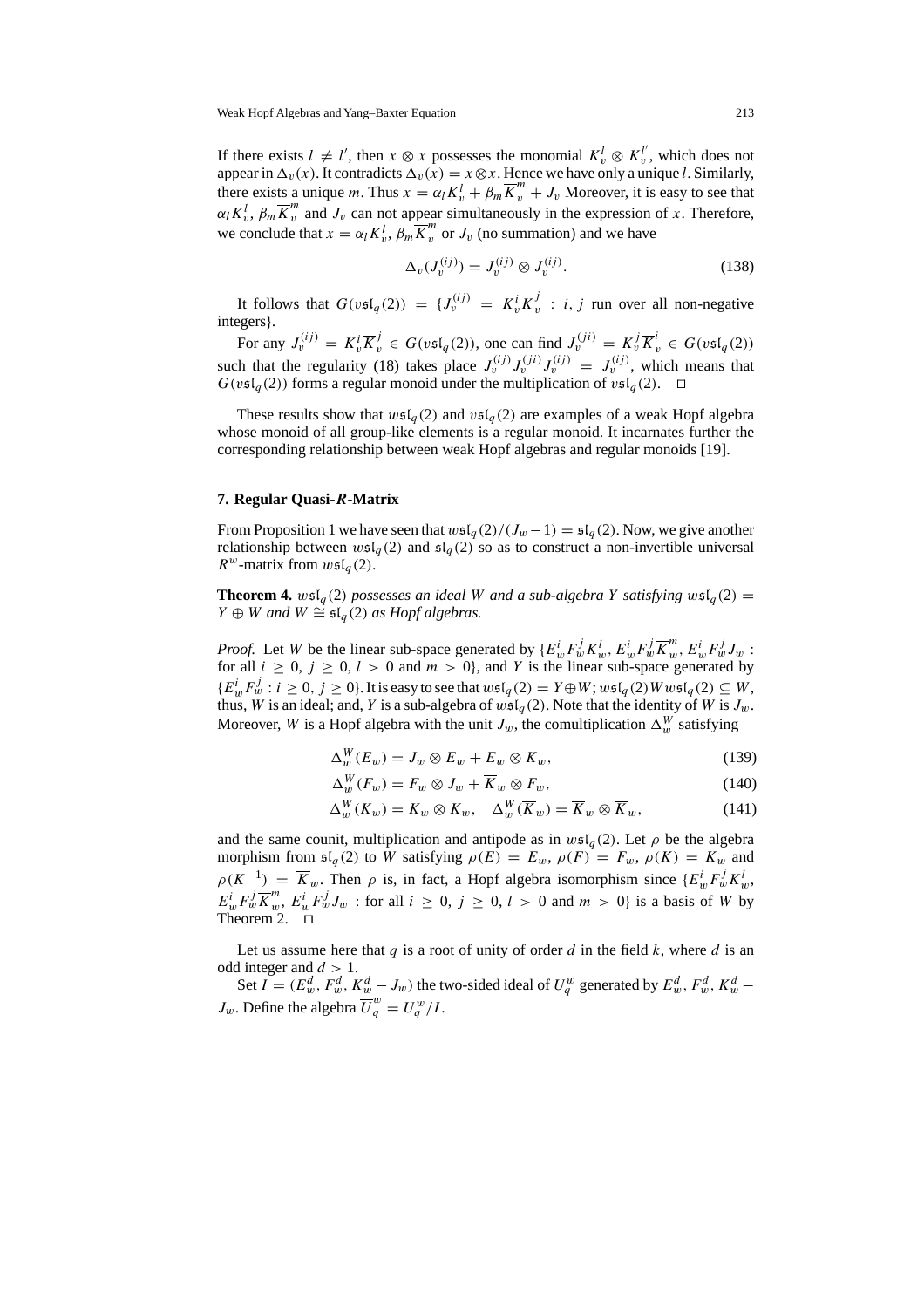If there exists $l \neq l'$, then $x \otimes x$ possesses the monomial $K_v^l \otimes K_v^{l'}$, which does not appear in $\Delta_v(x)$. It contradicts $\Delta_v(x) = x \otimes x$. Hence we have only a unique $l$. Similarly, there exists a unique $m$. Thus $x = \alpha_l K_v^l + \beta_m \overline{K}_v^m + J_v$ Moreover, it is easy to see that $\alpha_l K_v^l$, $\beta_m \overline{K}_v^m$ and $J_v$ can not appear simultaneously in the expression of $x$. Therefore, we conclude that $x = \alpha_l K_v^l$, $\beta_m \overline{K}_v^m$ or $J_v$ (no summation) and we have

$$\Delta_v(J_v^{(ij)}) = J_v^{(ij)} \otimes J_v^{(ij)}. \tag{138}$$

It follows that $G(v\mathfrak{sl}_q(2)) = \{J_v^{(ij)} = K_v^i \overline{K}_v^j : i, j$ run over all non-negative integers$\}$.

For any $J_v^{(ij)} = K_v^i \overline{K}_v^j \in G(v\mathfrak{sl}_q(2))$, one can find $J_v^{(ji)} = K_v^j \overline{K}_v^i \in G(v\mathfrak{sl}_q(2))$ such that the regularity (18) takes place $J_v^{(ij)} J_v^{(ji)} J_v^{(ij)} = J_v^{(ij)}$, which means that $G(v\mathfrak{sl}_q(2))$ forms a regular monoid under the multiplication of $v\mathfrak{sl}_q(2)$. □

These results show that $w\mathfrak{sl}_q(2)$ and $v\mathfrak{sl}_q(2)$ are examples of a weak Hopf algebra whose monoid of all group-like elements is a regular monoid. It incarnates further the corresponding relationship between weak Hopf algebras and regular monoids [19].

## 7. Regular Quasi-*R*-Matrix

From Proposition 1 we have seen that $w\mathfrak{sl}_q(2)/(J_w - 1) = \mathfrak{sl}_q(2)$. Now, we give another relationship between $w\mathfrak{sl}_q(2)$ and $\mathfrak{sl}_q(2)$ so as to construct a non-invertible universal $R^w$-matrix from $w\mathfrak{sl}_q(2)$.

**Theorem 4.** *$w\mathfrak{sl}_q(2)$ possesses an ideal $W$ and a sub-algebra $Y$ satisfying $w\mathfrak{sl}_q(2) = Y \oplus W$ and $W \cong \mathfrak{sl}_q(2)$ as Hopf algebras.*

*Proof.* Let $W$ be the linear sub-space generated by $\{E_w^i F_w^j K_w^l, E_w^i F_w^j \overline{K}_w^m, E_w^i F_w^j J_w :$ for all $i \geq 0$, $j \geq 0$, $l > 0$ and $m > 0\}$, and $Y$ is the linear sub-space generated by $\{E_w^i F_w^j : i \geq 0, j \geq 0\}$. It is easy to see that $w\mathfrak{sl}_q(2) = Y \oplus W$; $w\mathfrak{sl}_q(2) W w\mathfrak{sl}_q(2) \subseteq W$, thus, $W$ is an ideal; and, $Y$ is a sub-algebra of $w\mathfrak{sl}_q(2)$. Note that the identity of $W$ is $J_w$. Moreover, $W$ is a Hopf algebra with the unit $J_w$, the comultiplication $\Delta_w^W$ satisfying

$$\Delta_w^W(E_w) = J_w \otimes E_w + E_w \otimes K_w, \tag{139}$$

$$\Delta_w^W(F_w) = F_w \otimes J_w + \overline{K}_w \otimes F_w, \tag{140}$$

$$\Delta_w^W(K_w) = K_w \otimes K_w, \quad \Delta_w^W(\overline{K}_w) = \overline{K}_w \otimes \overline{K}_w, \tag{141}$$

and the same counit, multiplication and antipode as in $w\mathfrak{sl}_q(2)$. Let $\rho$ be the algebra morphism from $\mathfrak{sl}_q(2)$ to $W$ satisfying $\rho(E) = E_w$, $\rho(F) = F_w$, $\rho(K) = K_w$ and $\rho(K^{-1}) = \overline{K}_w$. Then $\rho$ is, in fact, a Hopf algebra isomorphism since $\{E_w^i F_w^j K_w^l$, $E_w^i F_w^j \overline{K}_w^m$, $E_w^i F_w^j J_w$ : for all $i \geq 0$, $j \geq 0$, $l > 0$ and $m > 0\}$ is a basis of $W$ by Theorem 2. □

Let us assume here that $q$ is a root of unity of order $d$ in the field $k$, where $d$ is an odd integer and $d > 1$.

Set $I = (E_w^d, F_w^d, K_w^d - J_w)$ the two-sided ideal of $U_q^w$ generated by $E_w^d$, $F_w^d$, $K_w^d - J_w$. Define the algebra $\overline{U}_q^w = U_q^w / I$.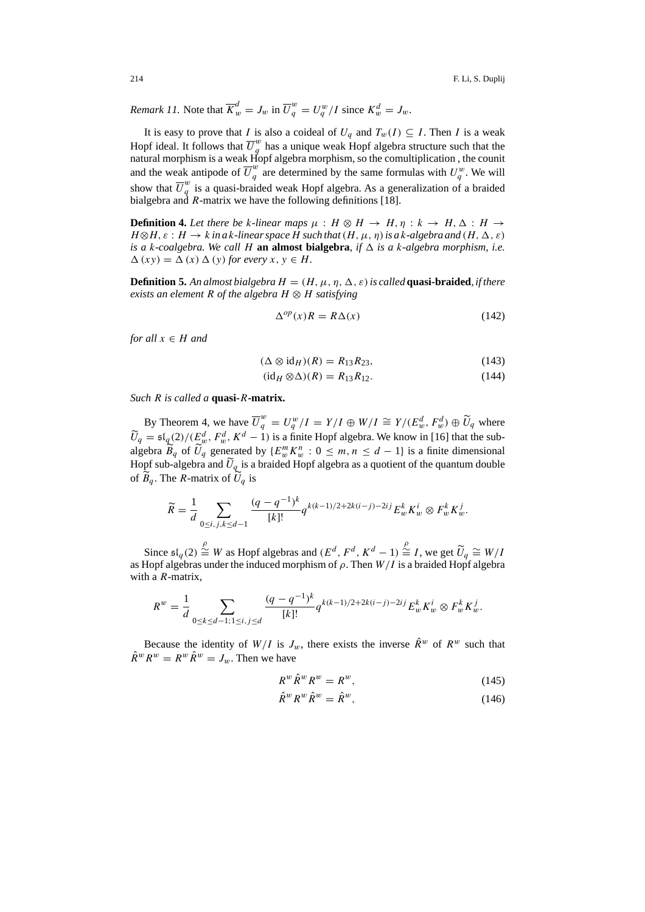*Remark 11.* Note that $\overline{K}_w^d = J_w$ in $\overline{U}_q^w = U_q^w/I$ since $K_w^d = J_w$.

It is easy to prove that $I$ is also a coideal of $U_q$ and $T_w(I) \subseteq I$. Then $I$ is a weak Hopf ideal. It follows that $\overline{U}_q^w$ has a unique weak Hopf algebra structure such that the natural morphism is a weak Hopf algebra morphism, so the comultiplication , the counit and the weak antipode of $\overline{U}_q^w$ are determined by the same formulas with $U_q^w$. We will show that $\overline{U}_q^w$ is a quasi-braided weak Hopf algebra. As a generalization of a braided bialgebra and $R$-matrix we have the following definitions [18].

**Definition 4.** *Let there be $k$-linear maps $\mu : H \otimes H \to H, \eta : k \to H, \Delta : H \to H \otimes H, \varepsilon : H \to k$ in a $k$-linear space $H$ such that $(H, \mu, \eta)$ is a $k$-algebra and $(H, \Delta, \varepsilon)$ is a $k$-coalgebra. We call $H$* **an almost bialgebra***, if $\Delta$ is a $k$-algebra morphism, i.e. $\Delta(xy) = \Delta(x)\Delta(y)$ for every $x, y \in H$.*

**Definition 5.** *An almost bialgebra $H = (H, \mu, \eta, \Delta, \varepsilon)$ is called* **quasi-braided***, if there exists an element $R$ of the algebra $H \otimes H$ satisfying*

$$\Delta^{op}(x)R = R\Delta(x) \tag{142}$$

*for all $x \in H$ and*

$$(\Delta \otimes \mathrm{id}_H)(R) = R_{13}R_{23}, \tag{143}$$

$$(\mathrm{id}_H \otimes \Delta)(R) = R_{13}R_{12}. \tag{144}$$

*Such $R$ is called a* **quasi-$R$-matrix.**

By Theorem 4, we have $\overline{U}_q^w = U_q^w/I = Y/I \oplus W/I \cong Y/(E_w^d, F_w^d) \oplus \widetilde{U}_q$ where $\widetilde{U}_q = \mathfrak{sl}_q(2)/(E_w^d, F_w^d, K^d - 1)$ is a finite Hopf algebra. We know in [16] that the subalgebra $\widetilde{B}_q$ of $\widetilde{U}_q$ generated by $\{E_w^m K_w^n : 0 \le m, n \le d-1\}$ is a finite dimensional Hopf sub-algebra and $\widetilde{U}_q$ is a braided Hopf algebra as a quotient of the quantum double of $\widetilde{B}_q$. The $R$-matrix of $\widetilde{U}_q$ is

$$\widetilde{R} = \frac{1}{d} \sum_{0 \le i,j,k \le d-1} \frac{(q-q^{-1})^k}{[k]!} q^{k(k-1)/2 + 2k(i-j) - 2ij} E_w^k K_w^i \otimes F_w^k K_w^j.$$

Since $\mathfrak{sl}_q(2) \overset{\rho}{\cong} W$ as Hopf algebras and $(E^d, F^d, K^d - 1) \overset{\rho}{\cong} I$, we get $\widetilde{U}_q \cong W/I$ as Hopf algebras under the induced morphism of $\rho$. Then $W/I$ is a braided Hopf algebra with a $R$-matrix,

$$R^w = \frac{1}{d} \sum_{0 \le k \le d-1; 1 \le i,j \le d} \frac{(q-q^{-1})^k}{[k]!} q^{k(k-1)/2 + 2k(i-j) - 2ij} E_w^k K_w^i \otimes F_w^k K_w^j.$$

Because the identity of $W/I$ is $J_w$, there exists the inverse $\hat{R}^w$ of $R^w$ such that $\hat{R}^w R^w = R^w \hat{R}^w = J_w$. Then we have

$$R^w \hat{R}^w R^w = R^w, \tag{145}$$

$$\hat{R}^w R^w \hat{R}^w = \hat{R}^w, \tag{146}$$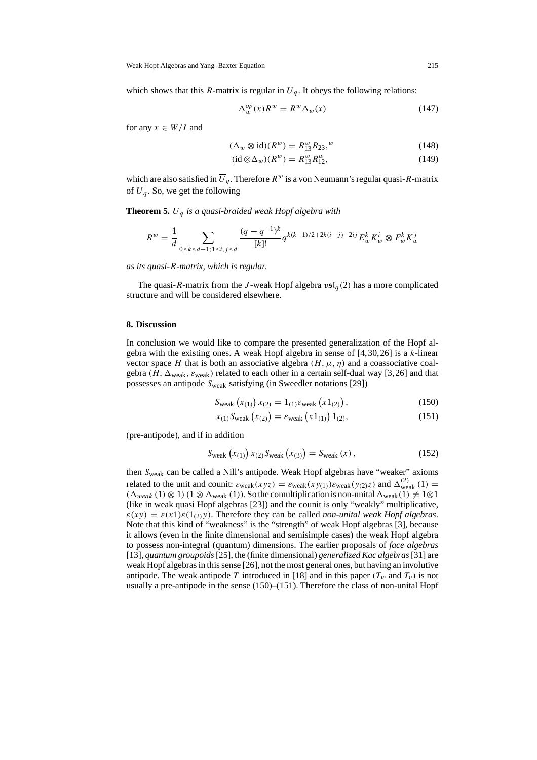which shows that this $R$-matrix is regular in $\overline{U}_q$. It obeys the following relations:

$$\Delta_w^{op}(x) R^w = R^w \Delta_w(x) \tag{147}$$

for any $x \in W/I$ and

$$(\Delta_w \otimes \mathrm{id})(R^w) = R^w_{13} R_{23},^w \tag{148}$$

$$(\mathrm{id} \otimes \Delta_w)(R^w) = R^w_{13} R^w_{12}, \tag{149}$$

which are also satisfied in $\overline{U}_q$. Therefore $R^w$ is a von Neumann's regular quasi-$R$-matrix of $\overline{U}_q$. So, we get the following

**Theorem 5.** *$\overline{U}_q$ is a quasi-braided weak Hopf algebra with*

$$R^w = \frac{1}{d} \sum_{0 \leq k \leq d-1; 1 \leq i,j \leq d} \frac{(q-q^{-1})^k}{[k]!} q^{k(k-1)/2+2k(i-j)-2ij} E_w^k K_w^i \otimes F_w^k K_w^j$$

*as its quasi-R-matrix, which is regular.*

The quasi-$R$-matrix from the $J$-weak Hopf algebra $v\mathfrak{sl}_q(2)$ has a more complicated structure and will be considered elsewhere.

## 8. Discussion

In conclusion we would like to compare the presented generalization of the Hopf algebra with the existing ones. A weak Hopf algebra in sense of [4,30,26] is a $k$-linear vector space $H$ that is both an associative algebra $(H, \mu, \eta)$ and a coassociative coalgebra $(H, \Delta_{\mathrm{weak}}, \varepsilon_{\mathrm{weak}})$ related to each other in a certain self-dual way [3,26] and that possesses an antipode $S_{\mathrm{weak}}$ satisfying (in Sweedler notations [29])

$$S_{\mathrm{weak}}\left(x_{(1)}\right) x_{(2)} = 1_{(1)} \varepsilon_{\mathrm{weak}}\left(x 1_{(2)}\right), \tag{150}$$

$$x_{(1)} S_{\mathrm{weak}}\left(x_{(2)}\right) = \varepsilon_{\mathrm{weak}}\left(x 1_{(1)}\right) 1_{(2)}, \tag{151}$$

(pre-antipode), and if in addition

$$S_{\mathrm{weak}}\left(x_{(1)}\right) x_{(2)} S_{\mathrm{weak}}\left(x_{(3)}\right) = S_{\mathrm{weak}}(x), \tag{152}$$

then $S_{\mathrm{weak}}$ can be called a Nill's antipode. Weak Hopf algebras have "weaker" axioms related to the unit and counit: $\varepsilon_{\mathrm{weak}}(xyz) = \varepsilon_{\mathrm{weak}}(xy_{(1)})\varepsilon_{\mathrm{weak}}(y_{(2)}z)$ and $\Delta^{(2)}_{\mathrm{weak}}(1) = (\Delta_{weak}(1) \otimes 1)(1 \otimes \Delta_{\mathrm{weak}}(1))$. So the comultiplication is non-unital $\Delta_{\mathrm{weak}}(1) \neq 1 \otimes 1$ (like in weak quasi Hopf algebras [23]) and the counit is only "weakly" multiplicative, $\varepsilon(xy) = \varepsilon(x1)\varepsilon(1_{(2)}y)$. Therefore they can be called *non-unital weak Hopf algebras*. Note that this kind of "weakness" is the "strength" of weak Hopf algebras [3], because it allows (even in the finite dimensional and semisimple cases) the weak Hopf algebra to possess non-integral (quantum) dimensions. The earlier proposals of *face algebras* [13], *quantum groupoids* [25], the (finite dimensional) *generalized Kac algebras* [31] are weak Hopf algebras in this sense [26], not the most general ones, but having an involutive antipode. The weak antipode $T$ introduced in [18] and in this paper ($T_w$ and $T_v$) is not usually a pre-antipode in the sense (150)–(151). Therefore the class of non-unital Hopf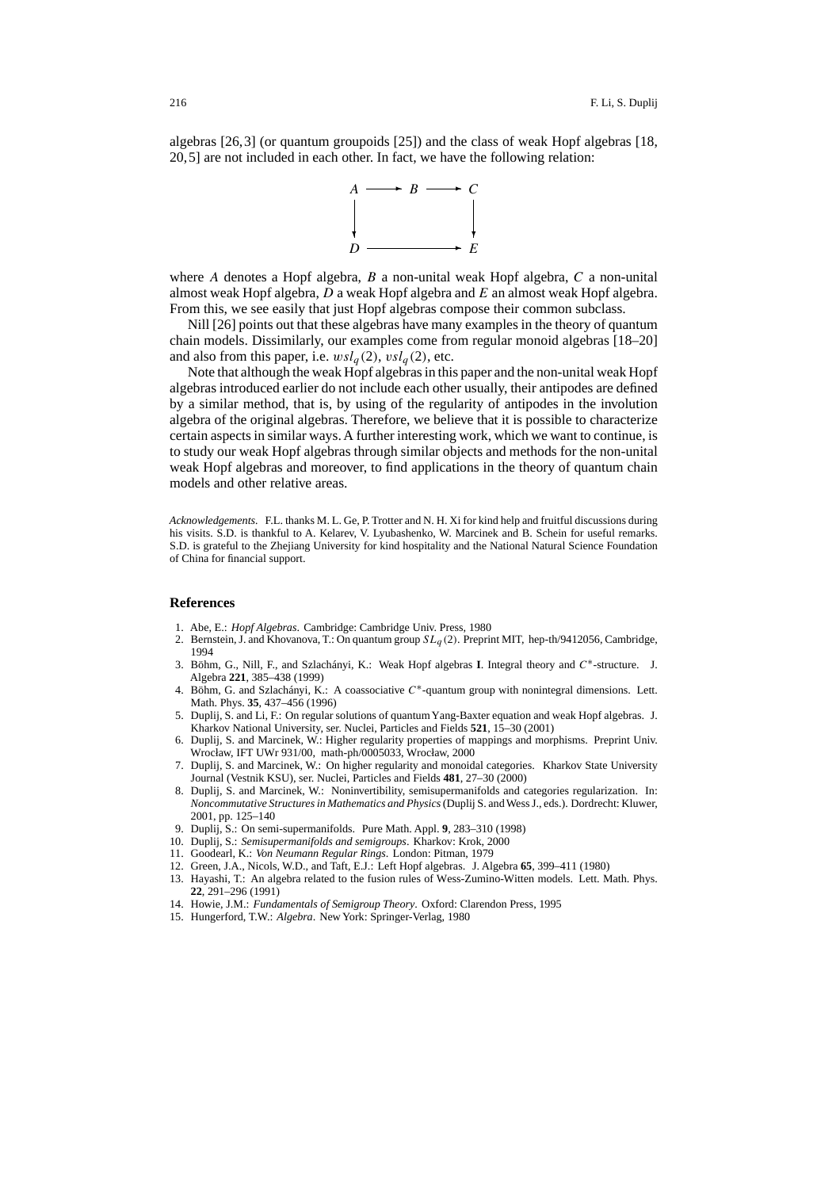algebras [26,3] (or quantum groupoids [25]) and the class of weak Hopf algebras [18, 20,5] are not included in each other. In fact, we have the following relation:

$$
\begin{array}{ccccc}
A & \longrightarrow & B & \longrightarrow & C \\
\downarrow & & & & \downarrow \\
D & & \longrightarrow & & E
\end{array}
$$

where $A$ denotes a Hopf algebra, $B$ a non-unital weak Hopf algebra, $C$ a non-unital almost weak Hopf algebra, $D$ a weak Hopf algebra and $E$ an almost weak Hopf algebra. From this, we see easily that just Hopf algebras compose their common subclass.

Nill [26] points out that these algebras have many examples in the theory of quantum chain models. Dissimilarly, our examples come from regular monoid algebras [18–20] and also from this paper, i.e. $wsl_q(2)$, $vsl_q(2)$, etc.

Note that although the weak Hopf algebras in this paper and the non-unital weak Hopf algebras introduced earlier do not include each other usually, their antipodes are defined by a similar method, that is, by using of the regularity of antipodes in the involution algebra of the original algebras. Therefore, we believe that it is possible to characterize certain aspects in similar ways. A further interesting work, which we want to continue, is to study our weak Hopf algebras through similar objects and methods for the non-unital weak Hopf algebras and moreover, to find applications in the theory of quantum chain models and other relative areas.

*Acknowledgements.* F.L. thanks M. L. Ge, P. Trotter and N. H. Xi for kind help and fruitful discussions during his visits. S.D. is thankful to A. Kelarev, V. Lyubashenko, W. Marcinek and B. Schein for useful remarks. S.D. is grateful to the Zhejiang University for kind hospitality and the National Natural Science Foundation of China for financial support.

## References

1. Abe, E.: *Hopf Algebras*. Cambridge: Cambridge Univ. Press, 1980
2. Bernstein, J. and Khovanova, T.: On quantum group $SL_q(2)$. Preprint MIT, hep-th/9412056, Cambridge, 1994
3. Böhm, G., Nill, F., and Szlachányi, K.: Weak Hopf algebras **I**. Integral theory and $C^*$-structure. J. Algebra **221**, 385–438 (1999)
4. Böhm, G. and Szlachányi, K.: A coassociative $C^*$-quantum group with nonintegral dimensions. Lett. Math. Phys. **35**, 437–456 (1996)
5. Duplij, S. and Li, F.: On regular solutions of quantum Yang-Baxter equation and weak Hopf algebras. J. Kharkov National University, ser. Nuclei, Particles and Fields **521**, 15–30 (2001)
6. Duplij, S. and Marcinek, W.: Higher regularity properties of mappings and morphisms. Preprint Univ. Wrocław, IFT UWr 931/00, math-ph/0005033, Wrocław, 2000
7. Duplij, S. and Marcinek, W.: On higher regularity and monoidal categories. Kharkov State University Journal (Vestnik KSU), ser. Nuclei, Particles and Fields **481**, 27–30 (2000)
8. Duplij, S. and Marcinek, W.: Noninvertibility, semisupermanifolds and categories regularization. In: *Noncommutative Structures in Mathematics and Physics* (Duplij S. and Wess J., eds.). Dordrecht: Kluwer, 2001, pp. 125–140
9. Duplij, S.: On semi-supermanifolds. Pure Math. Appl. **9**, 283–310 (1998)
10. Duplij, S.: *Semisupermanifolds and semigroups*. Kharkov: Krok, 2000
11. Goodearl, K.: *Von Neumann Regular Rings*. London: Pitman, 1979
12. Green, J.A., Nicols, W.D., and Taft, E.J.: Left Hopf algebras. J. Algebra **65**, 399–411 (1980)
13. Hayashi, T.: An algebra related to the fusion rules of Wess-Zumino-Witten models. Lett. Math. Phys. **22**, 291–296 (1991)
14. Howie, J.M.: *Fundamentals of Semigroup Theory*. Oxford: Clarendon Press, 1995
15. Hungerford, T.W.: *Algebra*. New York: Springer-Verlag, 1980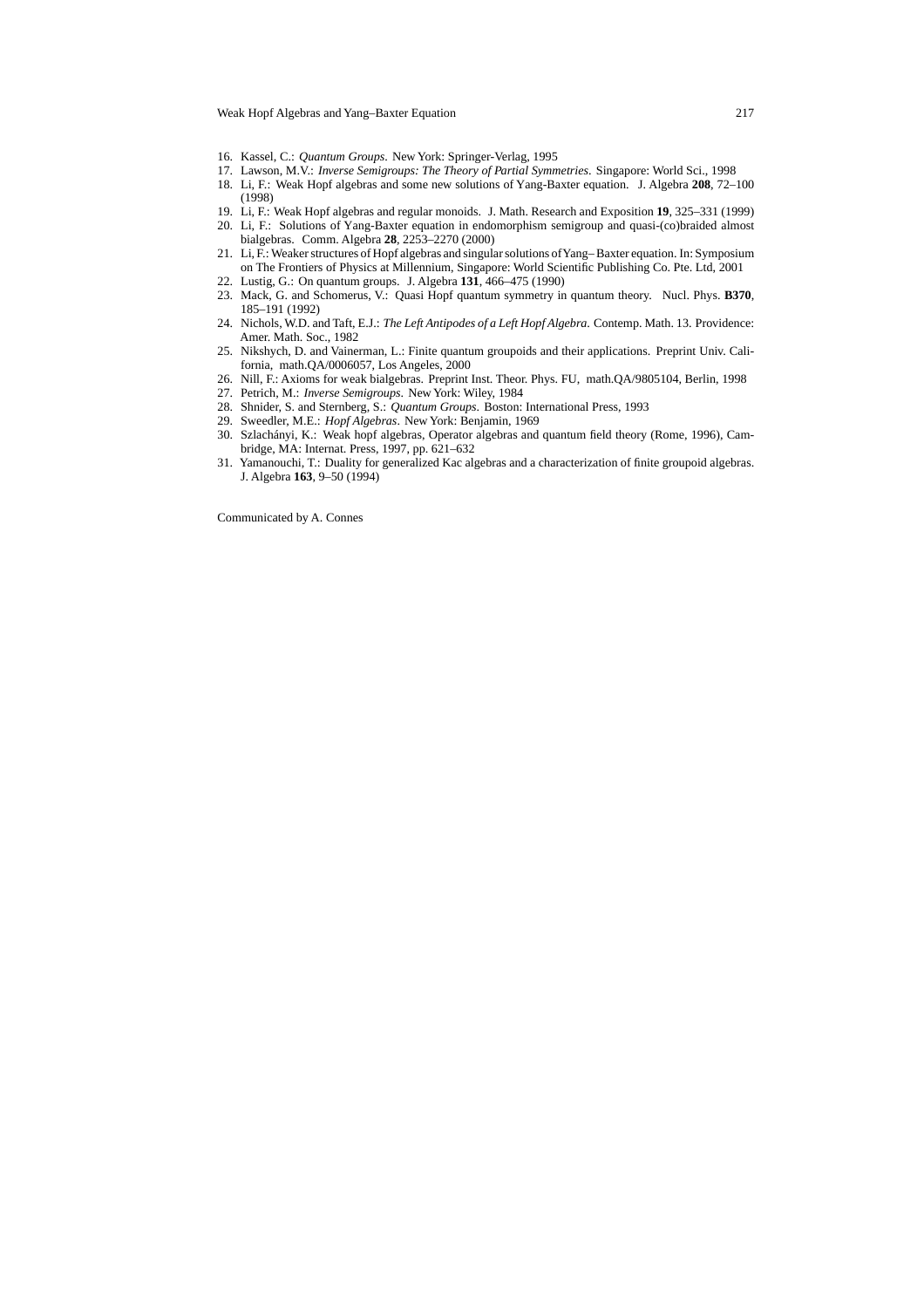16. Kassel, C.: *Quantum Groups*. New York: Springer-Verlag, 1995
17. Lawson, M.V.: *Inverse Semigroups: The Theory of Partial Symmetries*. Singapore: World Sci., 1998
18. Li, F.: Weak Hopf algebras and some new solutions of Yang-Baxter equation. J. Algebra **208**, 72–100 (1998)
19. Li, F.: Weak Hopf algebras and regular monoids. J. Math. Research and Exposition **19**, 325–331 (1999)
20. Li, F.: Solutions of Yang-Baxter equation in endomorphism semigroup and quasi-(co)braided almost bialgebras. Comm. Algebra **28**, 2253–2270 (2000)
21. Li, F.: Weaker structures of Hopf algebras and singular solutions of Yang– Baxter equation. In: Symposium on The Frontiers of Physics at Millennium, Singapore: World Scientific Publishing Co. Pte. Ltd, 2001
22. Lustig, G.: On quantum groups. J. Algebra **131**, 466–475 (1990)
23. Mack, G. and Schomerus, V.: Quasi Hopf quantum symmetry in quantum theory. Nucl. Phys. **B370**, 185–191 (1992)
24. Nichols, W.D. and Taft, E.J.: *The Left Antipodes of a Left Hopf Algebra*. Contemp. Math. 13. Providence: Amer. Math. Soc., 1982
25. Nikshych, D. and Vainerman, L.: Finite quantum groupoids and their applications. Preprint Univ. California, math.QA/0006057, Los Angeles, 2000
26. Nill, F.: Axioms for weak bialgebras. Preprint Inst. Theor. Phys. FU, math.QA/9805104, Berlin, 1998
27. Petrich, M.: *Inverse Semigroups*. New York: Wiley, 1984
28. Shnider, S. and Sternberg, S.: *Quantum Groups*. Boston: International Press, 1993
29. Sweedler, M.E.: *Hopf Algebras*. New York: Benjamin, 1969
30. Szlachányi, K.: Weak hopf algebras, Operator algebras and quantum field theory (Rome, 1996), Cambridge, MA: Internat. Press, 1997, pp. 621–632
31. Yamanouchi, T.: Duality for generalized Kac algebras and a characterization of finite groupoid algebras. J. Algebra **163**, 9–50 (1994)

Communicated by A. Connes